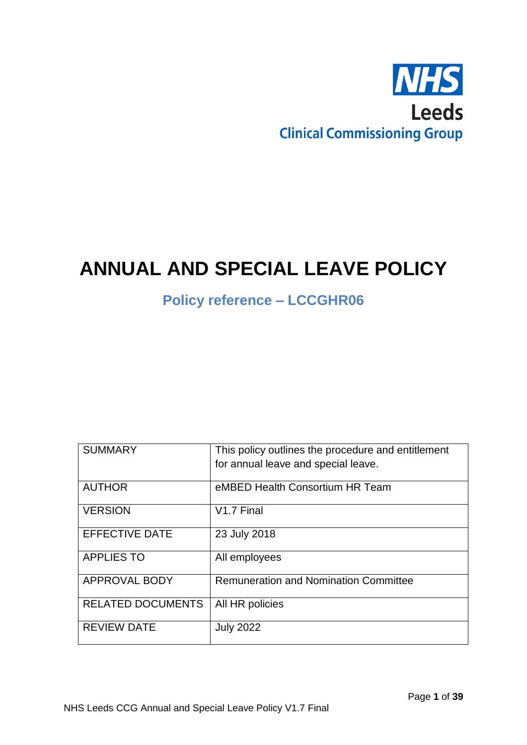NHS

Leeds

Clinical Commissioning Group

# ANNUAL AND SPECIAL LEAVE POLICY

## Policy reference – LCCGHR06

| SUMMARY | This policy outlines the procedure and entitlement for annual leave and special leave. |
|---|---|
| AUTHOR | eMBED Health Consortium HR Team |
| VERSION | V1.7 Final |
| EFFECTIVE DATE | 23 July 2018 |
| APPLIES TO | All employees |
| APPROVAL BODY | Remuneration and Nomination Committee |
| RELATED DOCUMENTS | All HR policies |
| REVIEW DATE | July 2022 |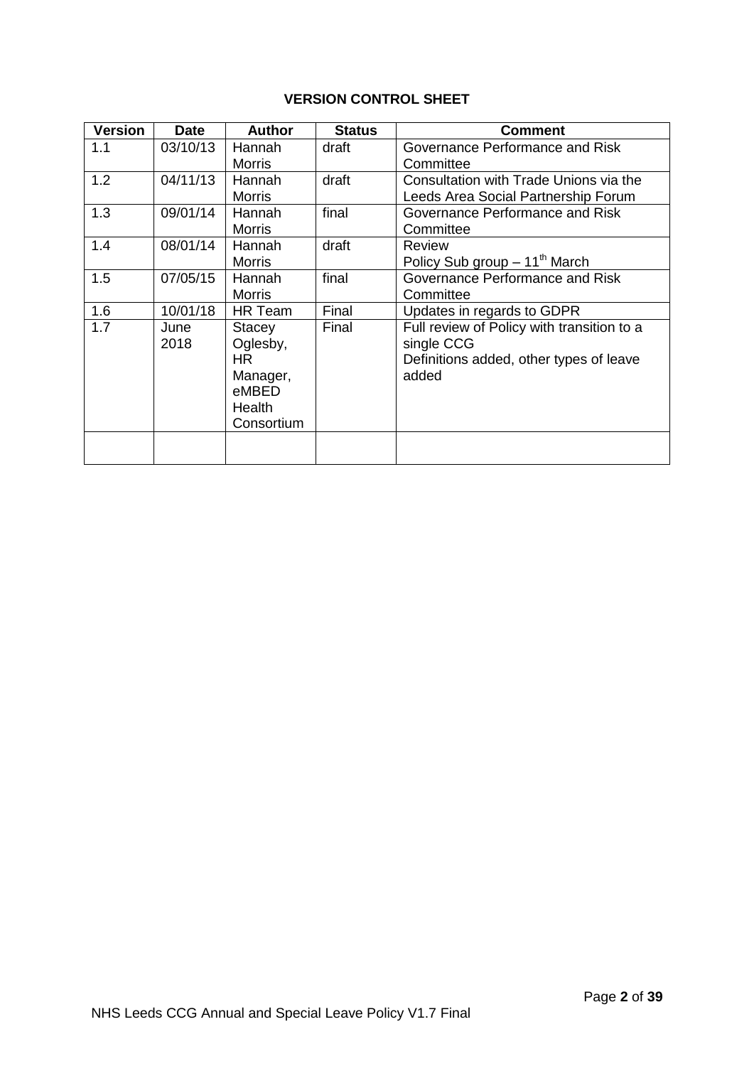**VERSION CONTROL SHEET**

| Version | Date | Author | Status | Comment |
|---|---|---|---|---|
| 1.1 | 03/10/13 | Hannah Morris | draft | Governance Performance and Risk Committee |
| 1.2 | 04/11/13 | Hannah Morris | draft | Consultation with Trade Unions via the Leeds Area Social Partnership Forum |
| 1.3 | 09/01/14 | Hannah Morris | final | Governance Performance and Risk Committee |
| 1.4 | 08/01/14 | Hannah Morris | draft | Review Policy Sub group – 11th March |
| 1.5 | 07/05/15 | Hannah Morris | final | Governance Performance and Risk Committee |
| 1.6 | 10/01/18 | HR Team | Final | Updates in regards to GDPR |
| 1.7 | June 2018 | Stacey Oglesby, HR Manager, eMBED Health Consortium | Final | Full review of Policy with transition to a single CCG Definitions added, other types of leave added |
| | | | | |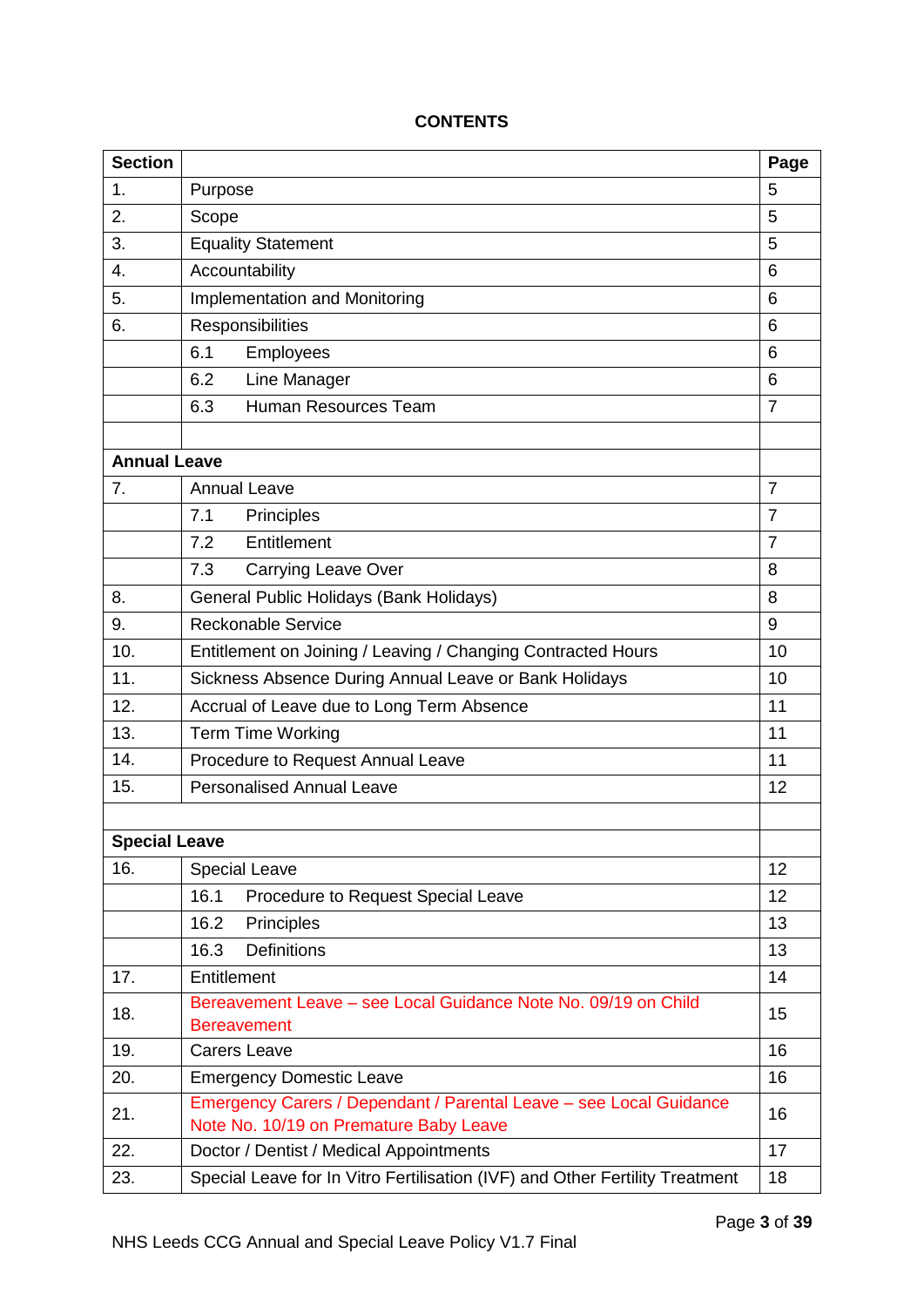**CONTENTS**

| Section | | Page |
|---|---|---|
| 1. | Purpose | 5 |
| 2. | Scope | 5 |
| 3. | Equality Statement | 5 |
| 4. | Accountability | 6 |
| 5. | Implementation and Monitoring | 6 |
| 6. | Responsibilities | 6 |
| | 6.1 Employees | 6 |
| | 6.2 Line Manager | 6 |
| | 6.3 Human Resources Team | 7 |
| | | |
| **Annual Leave** | | |
| 7. | Annual Leave | 7 |
| | 7.1 Principles | 7 |
| | 7.2 Entitlement | 7 |
| | 7.3 Carrying Leave Over | 8 |
| 8. | General Public Holidays (Bank Holidays) | 8 |
| 9. | Reckonable Service | 9 |
| 10. | Entitlement on Joining / Leaving / Changing Contracted Hours | 10 |
| 11. | Sickness Absence During Annual Leave or Bank Holidays | 10 |
| 12. | Accrual of Leave due to Long Term Absence | 11 |
| 13. | Term Time Working | 11 |
| 14. | Procedure to Request Annual Leave | 11 |
| 15. | Personalised Annual Leave | 12 |
| | | |
| **Special Leave** | | |
| 16. | Special Leave | 12 |
| | 16.1 Procedure to Request Special Leave | 12 |
| | 16.2 Principles | 13 |
| | 16.3 Definitions | 13 |
| 17. | Entitlement | 14 |
| 18. | Bereavement Leave – see Local Guidance Note No. 09/19 on Child Bereavement | 15 |
| 19. | Carers Leave | 16 |
| 20. | Emergency Domestic Leave | 16 |
| 21. | Emergency Carers / Dependant / Parental Leave – see Local Guidance Note No. 10/19 on Premature Baby Leave | 16 |
| 22. | Doctor / Dentist / Medical Appointments | 17 |
| 23. | Special Leave for In Vitro Fertilisation (IVF) and Other Fertility Treatment | 18 |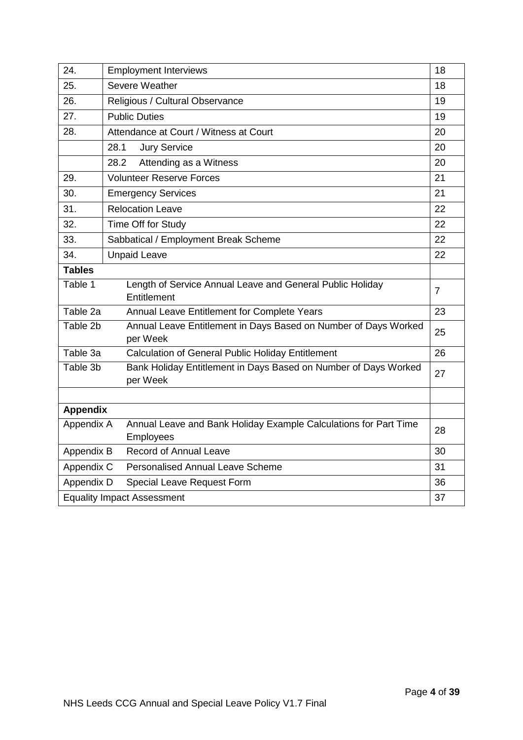| | | |
|---|---|---|
| 24. | Employment Interviews | 18 |
| 25. | Severe Weather | 18 |
| 26. | Religious / Cultural Observance | 19 |
| 27. | Public Duties | 19 |
| 28. | Attendance at Court / Witness at Court | 20 |
| | 28.1 Jury Service | 20 |
| | 28.2 Attending as a Witness | 20 |
| 29. | Volunteer Reserve Forces | 21 |
| 30. | Emergency Services | 21 |
| 31. | Relocation Leave | 22 |
| 32. | Time Off for Study | 22 |
| 33. | Sabbatical / Employment Break Scheme | 22 |
| 34. | Unpaid Leave | 22 |
| **Tables** | | |
| Table 1 | Length of Service Annual Leave and General Public Holiday Entitlement | 7 |
| Table 2a | Annual Leave Entitlement for Complete Years | 23 |
| Table 2b | Annual Leave Entitlement in Days Based on Number of Days Worked per Week | 25 |
| Table 3a | Calculation of General Public Holiday Entitlement | 26 |
| Table 3b | Bank Holiday Entitlement in Days Based on Number of Days Worked per Week | 27 |
| | | |
| **Appendix** | | |
| Appendix A | Annual Leave and Bank Holiday Example Calculations for Part Time Employees | 28 |
| Appendix B | Record of Annual Leave | 30 |
| Appendix C | Personalised Annual Leave Scheme | 31 |
| Appendix D | Special Leave Request Form | 36 |
| Equality Impact Assessment | | 37 |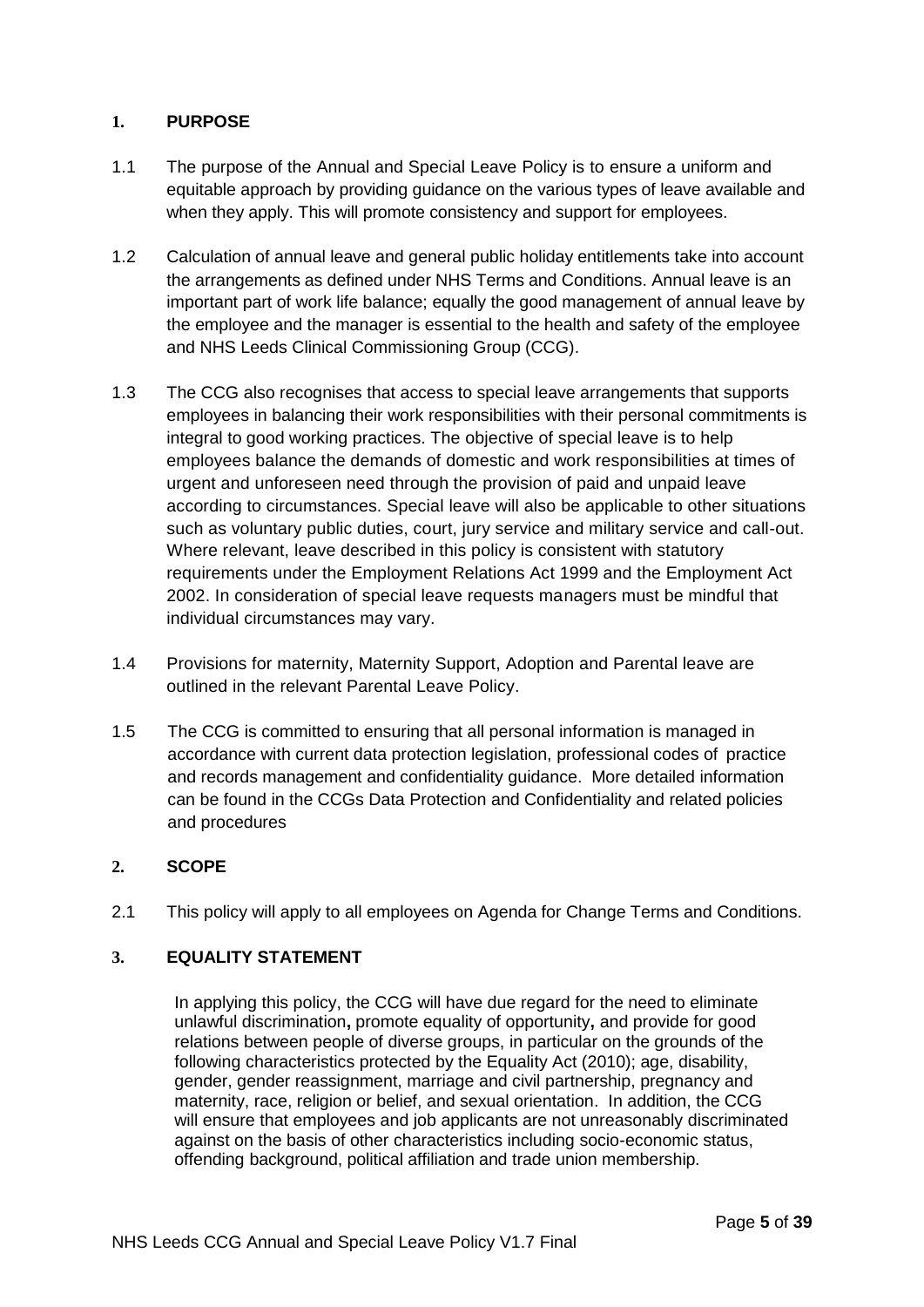## 1. PURPOSE

1.1 The purpose of the Annual and Special Leave Policy is to ensure a uniform and equitable approach by providing guidance on the various types of leave available and when they apply. This will promote consistency and support for employees.

1.2 Calculation of annual leave and general public holiday entitlements take into account the arrangements as defined under NHS Terms and Conditions. Annual leave is an important part of work life balance; equally the good management of annual leave by the employee and the manager is essential to the health and safety of the employee and NHS Leeds Clinical Commissioning Group (CCG).

1.3 The CCG also recognises that access to special leave arrangements that supports employees in balancing their work responsibilities with their personal commitments is integral to good working practices. The objective of special leave is to help employees balance the demands of domestic and work responsibilities at times of urgent and unforeseen need through the provision of paid and unpaid leave according to circumstances. Special leave will also be applicable to other situations such as voluntary public duties, court, jury service and military service and call-out. Where relevant, leave described in this policy is consistent with statutory requirements under the Employment Relations Act 1999 and the Employment Act 2002. In consideration of special leave requests managers must be mindful that individual circumstances may vary.

1.4 Provisions for maternity, Maternity Support, Adoption and Parental leave are outlined in the relevant Parental Leave Policy.

1.5 The CCG is committed to ensuring that all personal information is managed in accordance with current data protection legislation, professional codes of practice and records management and confidentiality guidance. More detailed information can be found in the CCGs Data Protection and Confidentiality and related policies and procedures

## 2. SCOPE

2.1 This policy will apply to all employees on Agenda for Change Terms and Conditions.

## 3. EQUALITY STATEMENT

In applying this policy, the CCG will have due regard for the need to eliminate unlawful discrimination**,** promote equality of opportunity**,** and provide for good relations between people of diverse groups, in particular on the grounds of the following characteristics protected by the Equality Act (2010); age, disability, gender, gender reassignment, marriage and civil partnership, pregnancy and maternity, race, religion or belief, and sexual orientation. In addition, the CCG will ensure that employees and job applicants are not unreasonably discriminated against on the basis of other characteristics including socio-economic status, offending background, political affiliation and trade union membership.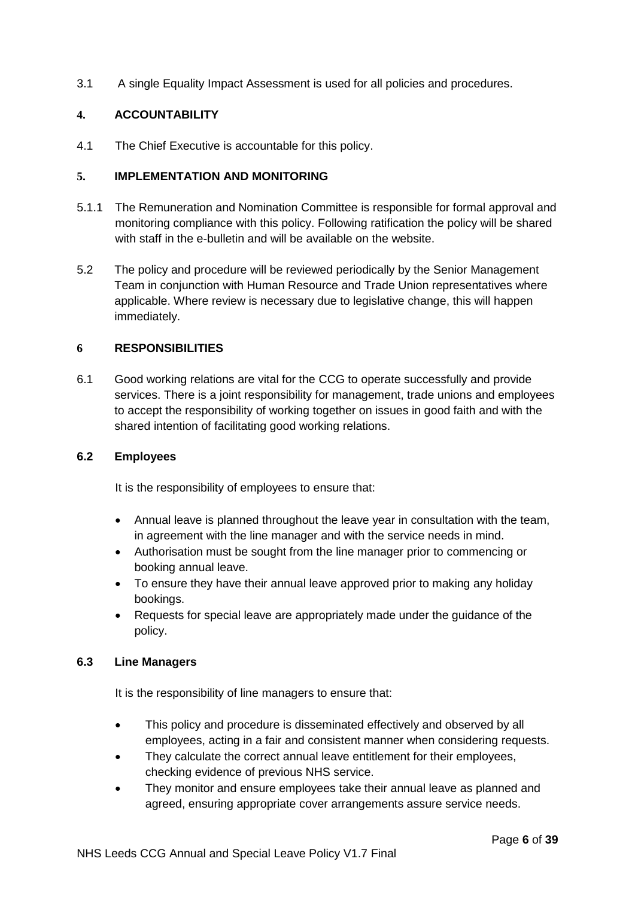3.1 A single Equality Impact Assessment is used for all policies and procedures.

## 4. ACCOUNTABILITY

4.1 The Chief Executive is accountable for this policy.

## 5. IMPLEMENTATION AND MONITORING

5.1.1 The Remuneration and Nomination Committee is responsible for formal approval and monitoring compliance with this policy. Following ratification the policy will be shared with staff in the e-bulletin and will be available on the website.

5.2 The policy and procedure will be reviewed periodically by the Senior Management Team in conjunction with Human Resource and Trade Union representatives where applicable. Where review is necessary due to legislative change, this will happen immediately.

## 6 RESPONSIBILITIES

6.1 Good working relations are vital for the CCG to operate successfully and provide services. There is a joint responsibility for management, trade unions and employees to accept the responsibility of working together on issues in good faith and with the shared intention of facilitating good working relations.

### 6.2 Employees

It is the responsibility of employees to ensure that:

- Annual leave is planned throughout the leave year in consultation with the team, in agreement with the line manager and with the service needs in mind.
- Authorisation must be sought from the line manager prior to commencing or booking annual leave.
- To ensure they have their annual leave approved prior to making any holiday bookings.
- Requests for special leave are appropriately made under the guidance of the policy.

### 6.3 Line Managers

It is the responsibility of line managers to ensure that:

- This policy and procedure is disseminated effectively and observed by all employees, acting in a fair and consistent manner when considering requests.
- They calculate the correct annual leave entitlement for their employees, checking evidence of previous NHS service.
- They monitor and ensure employees take their annual leave as planned and agreed, ensuring appropriate cover arrangements assure service needs.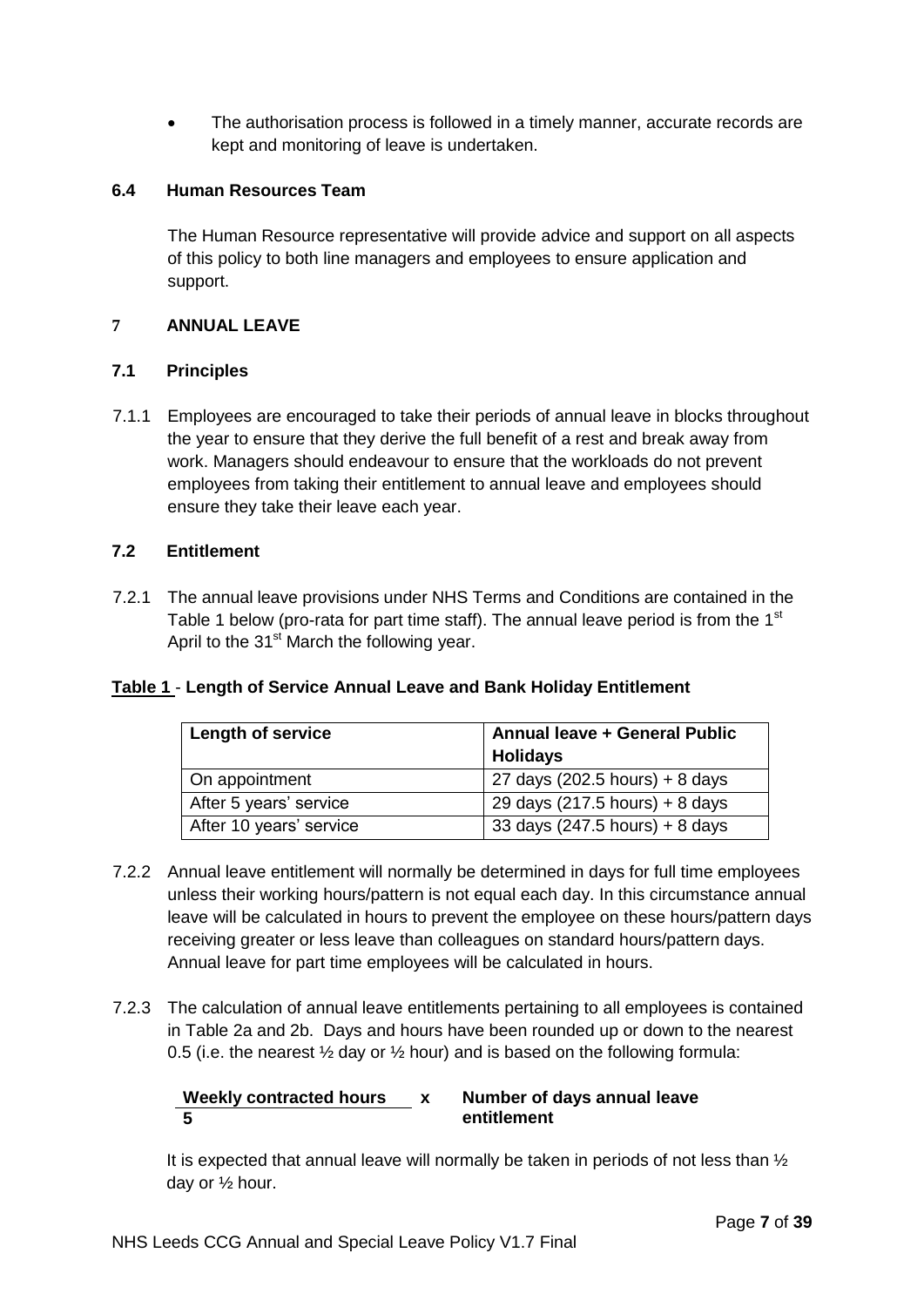- The authorisation process is followed in a timely manner, accurate records are kept and monitoring of leave is undertaken.

### 6.4 Human Resources Team

The Human Resource representative will provide advice and support on all aspects of this policy to both line managers and employees to ensure application and support.

## 7 ANNUAL LEAVE

### 7.1 Principles

7.1.1 Employees are encouraged to take their periods of annual leave in blocks throughout the year to ensure that they derive the full benefit of a rest and break away from work. Managers should endeavour to ensure that the workloads do not prevent employees from taking their entitlement to annual leave and employees should ensure they take their leave each year.

### 7.2 Entitlement

7.2.1 The annual leave provisions under NHS Terms and Conditions are contained in the Table 1 below (pro-rata for part time staff). The annual leave period is from the 1st April to the 31st March the following year.

**Table 1 - Length of Service Annual Leave and Bank Holiday Entitlement**

| Length of service | Annual leave + General Public Holidays |
| --- | --- |
| On appointment | 27 days (202.5 hours) + 8 days |
| After 5 years' service | 29 days (217.5 hours) + 8 days |
| After 10 years' service | 33 days (247.5 hours) + 8 days |

7.2.2 Annual leave entitlement will normally be determined in days for full time employees unless their working hours/pattern is not equal each day. In this circumstance annual leave will be calculated in hours to prevent the employee on these hours/pattern days receiving greater or less leave than colleagues on standard hours/pattern days. Annual leave for part time employees will be calculated in hours.

7.2.3 The calculation of annual leave entitlements pertaining to all employees is contained in Table 2a and 2b. Days and hours have been rounded up or down to the nearest 0.5 (i.e. the nearest ½ day or ½ hour) and is based on the following formula:

$$\frac{\textbf{Weekly contracted hours}}{\textbf{5}} \times \textbf{Number of days annual leave entitlement}$$

It is expected that annual leave will normally be taken in periods of not less than ½ day or ½ hour.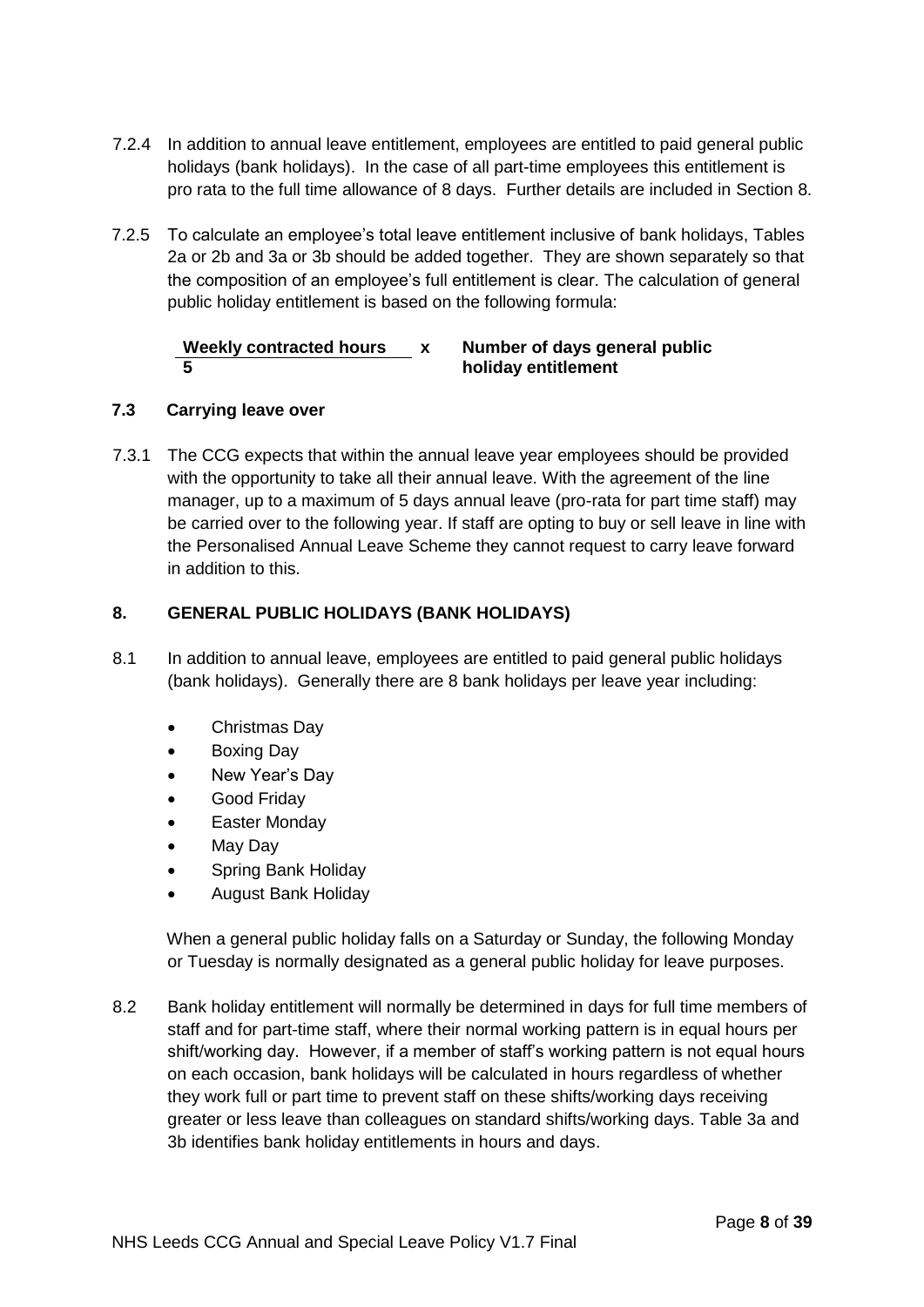7.2.4 In addition to annual leave entitlement, employees are entitled to paid general public holidays (bank holidays). In the case of all part-time employees this entitlement is pro rata to the full time allowance of 8 days. Further details are included in Section 8.

7.2.5 To calculate an employee's total leave entitlement inclusive of bank holidays, Tables 2a or 2b and 3a or 3b should be added together. They are shown separately so that the composition of an employee's full entitlement is clear. The calculation of general public holiday entitlement is based on the following formula:

$$\frac{\textbf{Weekly contracted hours}}{\textbf{5}} \times \textbf{Number of days general public holiday entitlement}$$

### 7.3 Carrying leave over

7.3.1 The CCG expects that within the annual leave year employees should be provided with the opportunity to take all their annual leave. With the agreement of the line manager, up to a maximum of 5 days annual leave (pro-rata for part time staff) may be carried over to the following year. If staff are opting to buy or sell leave in line with the Personalised Annual Leave Scheme they cannot request to carry leave forward in addition to this.

## 8. GENERAL PUBLIC HOLIDAYS (BANK HOLIDAYS)

8.1 In addition to annual leave, employees are entitled to paid general public holidays (bank holidays). Generally there are 8 bank holidays per leave year including:

- Christmas Day
- Boxing Day
- New Year's Day
- Good Friday
- Easter Monday
- May Day
- Spring Bank Holiday
- August Bank Holiday

When a general public holiday falls on a Saturday or Sunday, the following Monday or Tuesday is normally designated as a general public holiday for leave purposes.

8.2 Bank holiday entitlement will normally be determined in days for full time members of staff and for part-time staff, where their normal working pattern is in equal hours per shift/working day. However, if a member of staff's working pattern is not equal hours on each occasion, bank holidays will be calculated in hours regardless of whether they work full or part time to prevent staff on these shifts/working days receiving greater or less leave than colleagues on standard shifts/working days. Table 3a and 3b identifies bank holiday entitlements in hours and days.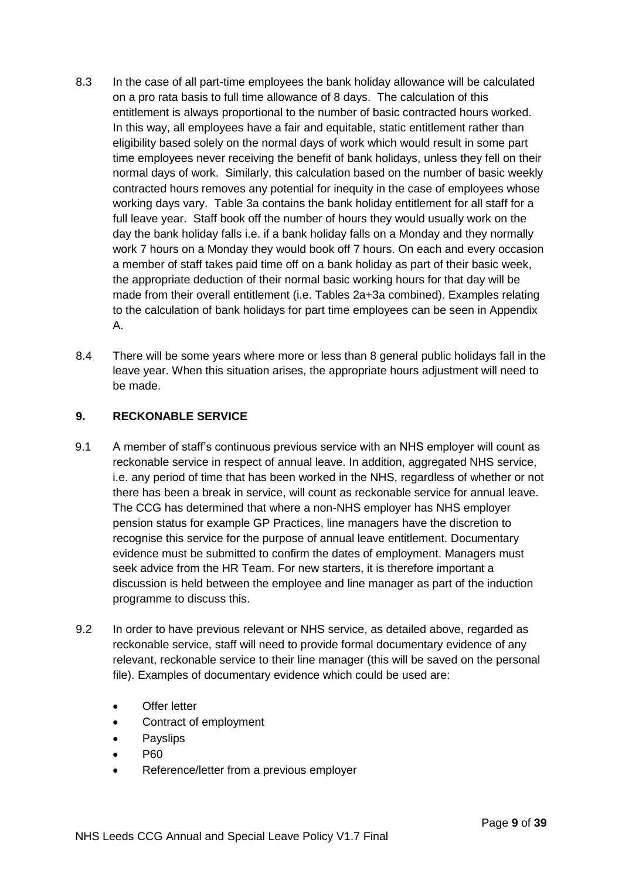8.3 In the case of all part-time employees the bank holiday allowance will be calculated on a pro rata basis to full time allowance of 8 days. The calculation of this entitlement is always proportional to the number of basic contracted hours worked. In this way, all employees have a fair and equitable, static entitlement rather than eligibility based solely on the normal days of work which would result in some part time employees never receiving the benefit of bank holidays, unless they fell on their normal days of work. Similarly, this calculation based on the number of basic weekly contracted hours removes any potential for inequity in the case of employees whose working days vary. Table 3a contains the bank holiday entitlement for all staff for a full leave year. Staff book off the number of hours they would usually work on the day the bank holiday falls i.e. if a bank holiday falls on a Monday and they normally work 7 hours on a Monday they would book off 7 hours. On each and every occasion a member of staff takes paid time off on a bank holiday as part of their basic week, the appropriate deduction of their normal basic working hours for that day will be made from their overall entitlement (i.e. Tables 2a+3a combined). Examples relating to the calculation of bank holidays for part time employees can be seen in Appendix A.

8.4 There will be some years where more or less than 8 general public holidays fall in the leave year. When this situation arises, the appropriate hours adjustment will need to be made.

## 9. RECKONABLE SERVICE

9.1 A member of staff's continuous previous service with an NHS employer will count as reckonable service in respect of annual leave. In addition, aggregated NHS service, i.e. any period of time that has been worked in the NHS, regardless of whether or not there has been a break in service, will count as reckonable service for annual leave. The CCG has determined that where a non-NHS employer has NHS employer pension status for example GP Practices, line managers have the discretion to recognise this service for the purpose of annual leave entitlement. Documentary evidence must be submitted to confirm the dates of employment. Managers must seek advice from the HR Team. For new starters, it is therefore important a discussion is held between the employee and line manager as part of the induction programme to discuss this.

9.2 In order to have previous relevant or NHS service, as detailed above, regarded as reckonable service, staff will need to provide formal documentary evidence of any relevant, reckonable service to their line manager (this will be saved on the personal file). Examples of documentary evidence which could be used are:

- Offer letter
- Contract of employment
- Payslips
- P60
- Reference/letter from a previous employer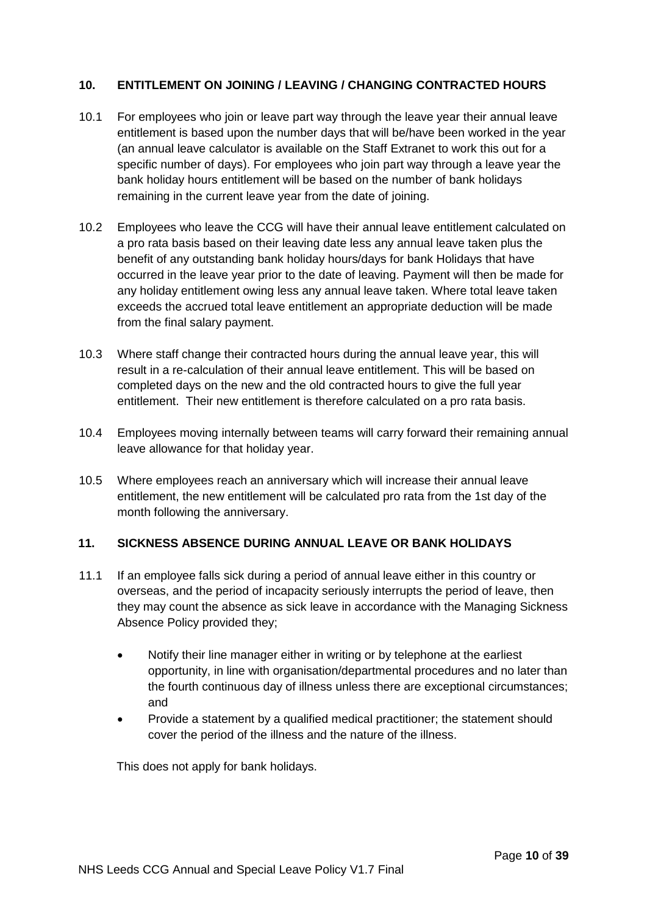## 10. ENTITLEMENT ON JOINING / LEAVING / CHANGING CONTRACTED HOURS

10.1 For employees who join or leave part way through the leave year their annual leave entitlement is based upon the number days that will be/have been worked in the year (an annual leave calculator is available on the Staff Extranet to work this out for a specific number of days). For employees who join part way through a leave year the bank holiday hours entitlement will be based on the number of bank holidays remaining in the current leave year from the date of joining.

10.2 Employees who leave the CCG will have their annual leave entitlement calculated on a pro rata basis based on their leaving date less any annual leave taken plus the benefit of any outstanding bank holiday hours/days for bank Holidays that have occurred in the leave year prior to the date of leaving. Payment will then be made for any holiday entitlement owing less any annual leave taken. Where total leave taken exceeds the accrued total leave entitlement an appropriate deduction will be made from the final salary payment.

10.3 Where staff change their contracted hours during the annual leave year, this will result in a re-calculation of their annual leave entitlement. This will be based on completed days on the new and the old contracted hours to give the full year entitlement. Their new entitlement is therefore calculated on a pro rata basis.

10.4 Employees moving internally between teams will carry forward their remaining annual leave allowance for that holiday year.

10.5 Where employees reach an anniversary which will increase their annual leave entitlement, the new entitlement will be calculated pro rata from the 1st day of the month following the anniversary.

## 11. SICKNESS ABSENCE DURING ANNUAL LEAVE OR BANK HOLIDAYS

11.1 If an employee falls sick during a period of annual leave either in this country or overseas, and the period of incapacity seriously interrupts the period of leave, then they may count the absence as sick leave in accordance with the Managing Sickness Absence Policy provided they;

- Notify their line manager either in writing or by telephone at the earliest opportunity, in line with organisation/departmental procedures and no later than the fourth continuous day of illness unless there are exceptional circumstances; and
- Provide a statement by a qualified medical practitioner; the statement should cover the period of the illness and the nature of the illness.

This does not apply for bank holidays.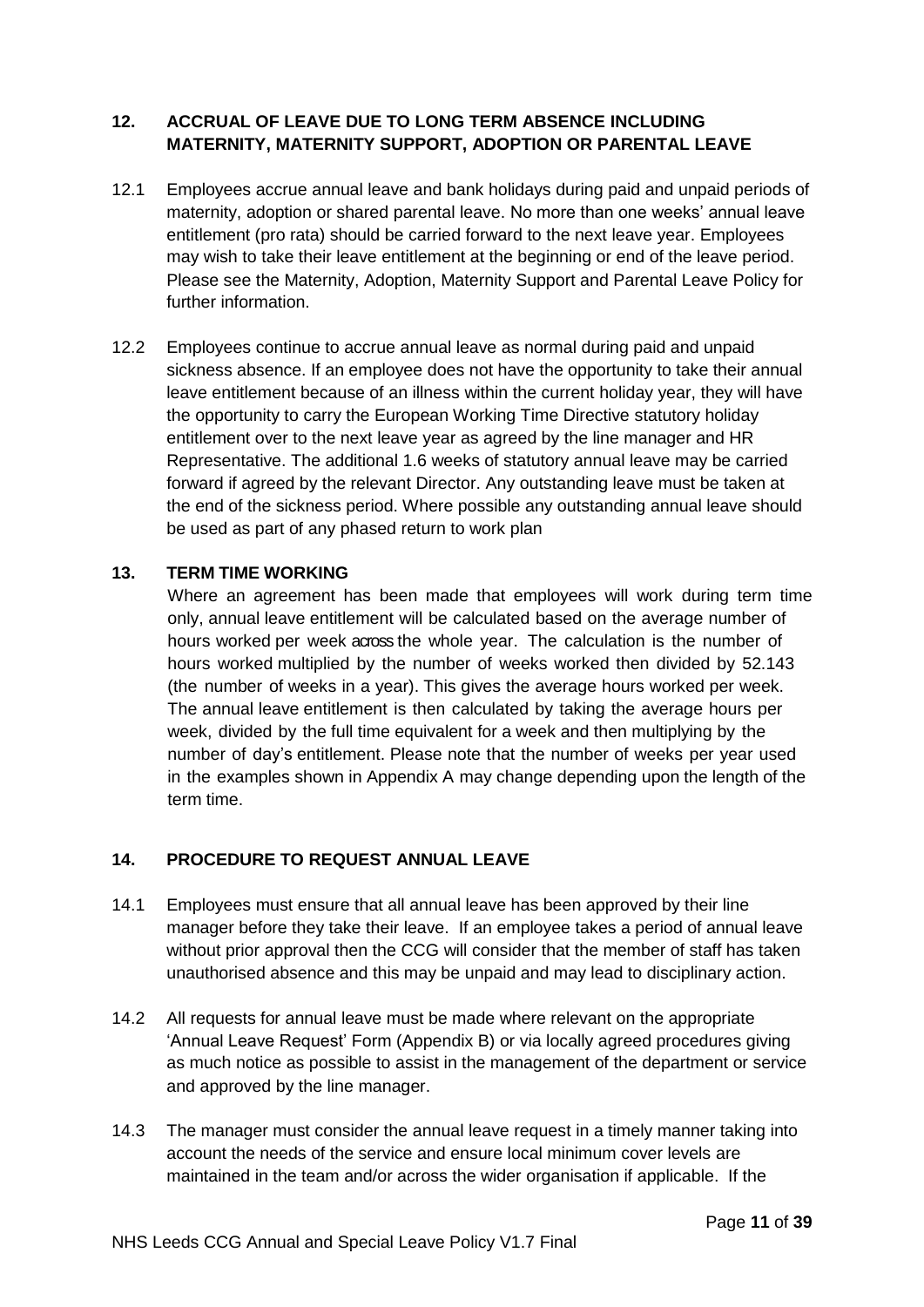## 12. ACCRUAL OF LEAVE DUE TO LONG TERM ABSENCE INCLUDING MATERNITY, MATERNITY SUPPORT, ADOPTION OR PARENTAL LEAVE

12.1 Employees accrue annual leave and bank holidays during paid and unpaid periods of maternity, adoption or shared parental leave. No more than one weeks' annual leave entitlement (pro rata) should be carried forward to the next leave year. Employees may wish to take their leave entitlement at the beginning or end of the leave period. Please see the Maternity, Adoption, Maternity Support and Parental Leave Policy for further information.

12.2 Employees continue to accrue annual leave as normal during paid and unpaid sickness absence. If an employee does not have the opportunity to take their annual leave entitlement because of an illness within the current holiday year, they will have the opportunity to carry the European Working Time Directive statutory holiday entitlement over to the next leave year as agreed by the line manager and HR Representative. The additional 1.6 weeks of statutory annual leave may be carried forward if agreed by the relevant Director. Any outstanding leave must be taken at the end of the sickness period. Where possible any outstanding annual leave should be used as part of any phased return to work plan

## 13. TERM TIME WORKING

Where an agreement has been made that employees will work during term time only, annual leave entitlement will be calculated based on the average number of hours worked per week across the whole year. The calculation is the number of hours worked multiplied by the number of weeks worked then divided by 52.143 (the number of weeks in a year). This gives the average hours worked per week. The annual leave entitlement is then calculated by taking the average hours per week, divided by the full time equivalent for a week and then multiplying by the number of day's entitlement. Please note that the number of weeks per year used in the examples shown in Appendix A may change depending upon the length of the term time.

## 14. PROCEDURE TO REQUEST ANNUAL LEAVE

14.1 Employees must ensure that all annual leave has been approved by their line manager before they take their leave. If an employee takes a period of annual leave without prior approval then the CCG will consider that the member of staff has taken unauthorised absence and this may be unpaid and may lead to disciplinary action.

14.2 All requests for annual leave must be made where relevant on the appropriate 'Annual Leave Request' Form (Appendix B) or via locally agreed procedures giving as much notice as possible to assist in the management of the department or service and approved by the line manager.

14.3 The manager must consider the annual leave request in a timely manner taking into account the needs of the service and ensure local minimum cover levels are maintained in the team and/or across the wider organisation if applicable. If the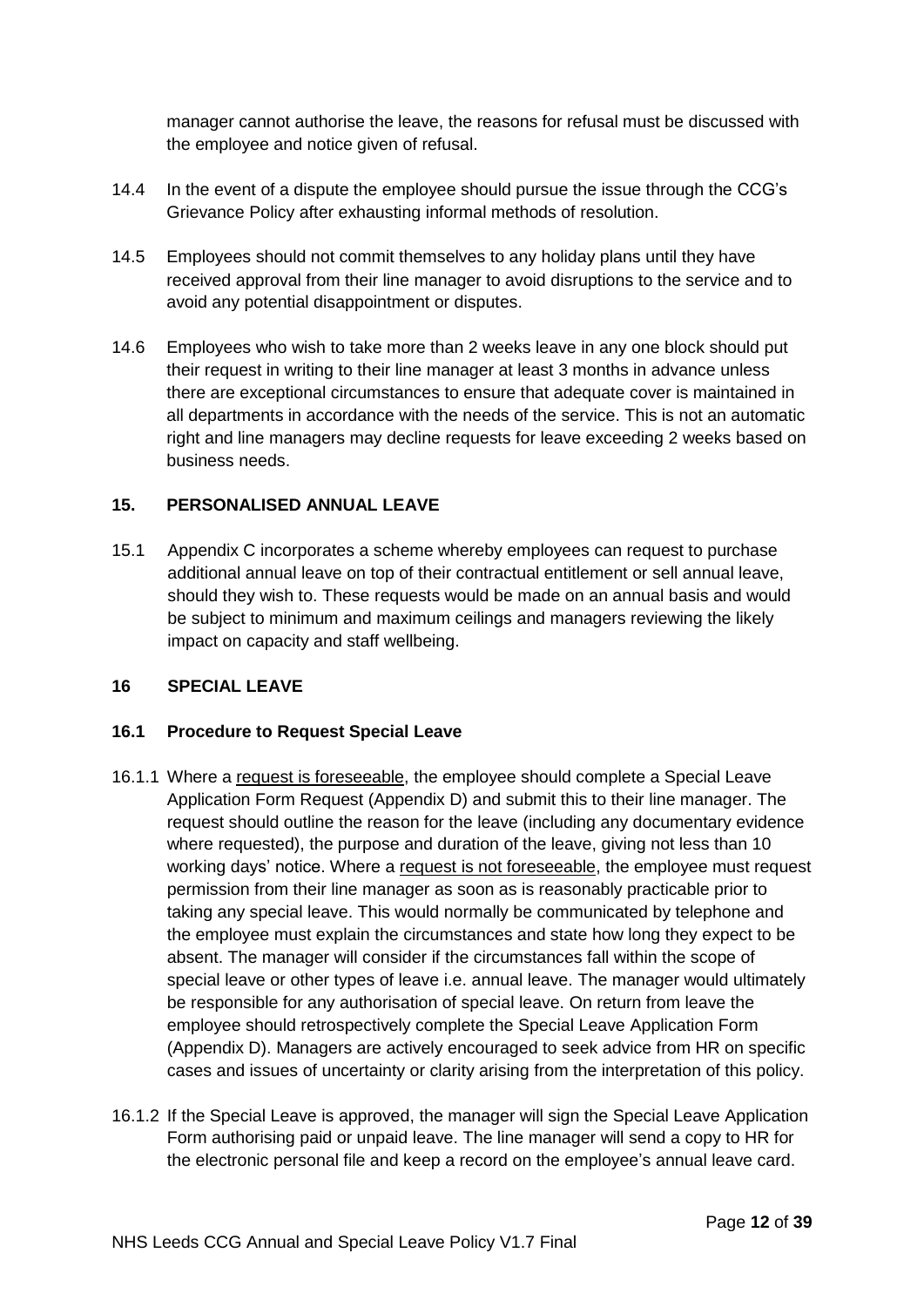manager cannot authorise the leave, the reasons for refusal must be discussed with the employee and notice given of refusal.

14.4 In the event of a dispute the employee should pursue the issue through the CCG's Grievance Policy after exhausting informal methods of resolution.

14.5 Employees should not commit themselves to any holiday plans until they have received approval from their line manager to avoid disruptions to the service and to avoid any potential disappointment or disputes.

14.6 Employees who wish to take more than 2 weeks leave in any one block should put their request in writing to their line manager at least 3 months in advance unless there are exceptional circumstances to ensure that adequate cover is maintained in all departments in accordance with the needs of the service. This is not an automatic right and line managers may decline requests for leave exceeding 2 weeks based on business needs.

## 15. PERSONALISED ANNUAL LEAVE

15.1 Appendix C incorporates a scheme whereby employees can request to purchase additional annual leave on top of their contractual entitlement or sell annual leave, should they wish to. These requests would be made on an annual basis and would be subject to minimum and maximum ceilings and managers reviewing the likely impact on capacity and staff wellbeing.

## 16 SPECIAL LEAVE

### 16.1 Procedure to Request Special Leave

16.1.1 Where a <u>request is foreseeable</u>, the employee should complete a Special Leave Application Form Request (Appendix D) and submit this to their line manager. The request should outline the reason for the leave (including any documentary evidence where requested), the purpose and duration of the leave, giving not less than 10 working days' notice. Where a <u>request is not foreseeable</u>, the employee must request permission from their line manager as soon as is reasonably practicable prior to taking any special leave. This would normally be communicated by telephone and the employee must explain the circumstances and state how long they expect to be absent. The manager will consider if the circumstances fall within the scope of special leave or other types of leave i.e. annual leave. The manager would ultimately be responsible for any authorisation of special leave. On return from leave the employee should retrospectively complete the Special Leave Application Form (Appendix D). Managers are actively encouraged to seek advice from HR on specific cases and issues of uncertainty or clarity arising from the interpretation of this policy.

16.1.2 If the Special Leave is approved, the manager will sign the Special Leave Application Form authorising paid or unpaid leave. The line manager will send a copy to HR for the electronic personal file and keep a record on the employee's annual leave card.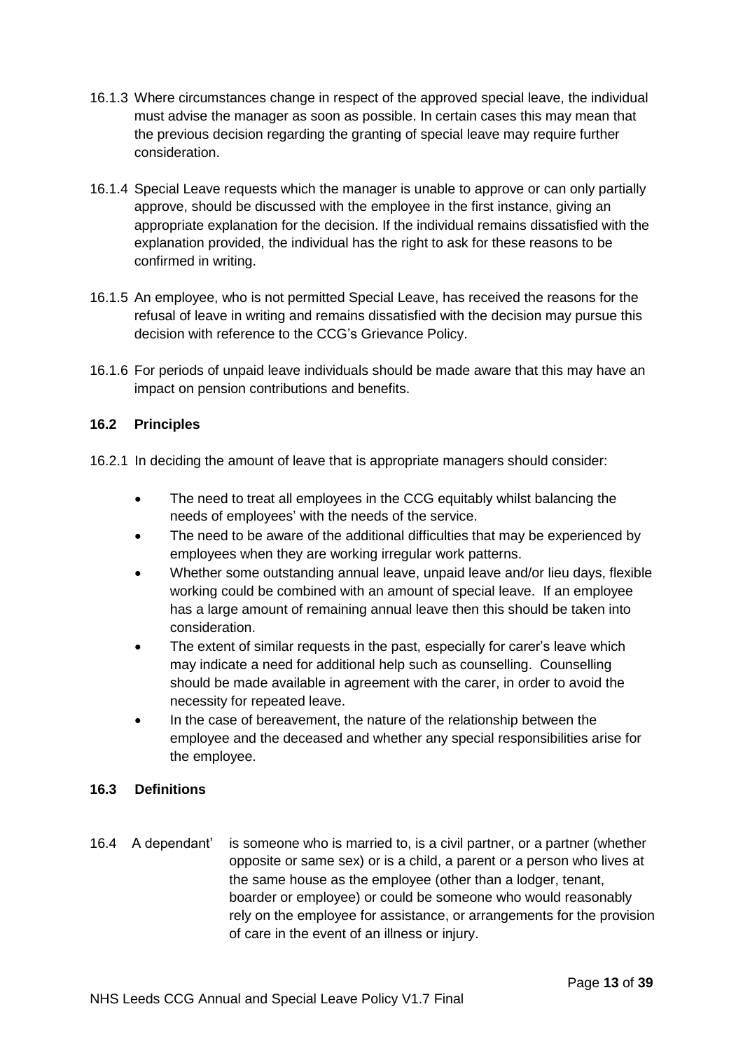16.1.3 Where circumstances change in respect of the approved special leave, the individual must advise the manager as soon as possible. In certain cases this may mean that the previous decision regarding the granting of special leave may require further consideration.

16.1.4 Special Leave requests which the manager is unable to approve or can only partially approve, should be discussed with the employee in the first instance, giving an appropriate explanation for the decision. If the individual remains dissatisfied with the explanation provided, the individual has the right to ask for these reasons to be confirmed in writing.

16.1.5 An employee, who is not permitted Special Leave, has received the reasons for the refusal of leave in writing and remains dissatisfied with the decision may pursue this decision with reference to the CCG's Grievance Policy.

16.1.6 For periods of unpaid leave individuals should be made aware that this may have an impact on pension contributions and benefits.

### 16.2 Principles

16.2.1 In deciding the amount of leave that is appropriate managers should consider:

- The need to treat all employees in the CCG equitably whilst balancing the needs of employees' with the needs of the service.
- The need to be aware of the additional difficulties that may be experienced by employees when they are working irregular work patterns.
- Whether some outstanding annual leave, unpaid leave and/or lieu days, flexible working could be combined with an amount of special leave. If an employee has a large amount of remaining annual leave then this should be taken into consideration.
- The extent of similar requests in the past, especially for carer's leave which may indicate a need for additional help such as counselling. Counselling should be made available in agreement with the carer, in order to avoid the necessity for repeated leave.
- In the case of bereavement, the nature of the relationship between the employee and the deceased and whether any special responsibilities arise for the employee.

### 16.3 Definitions

16.4 A dependant' is someone who is married to, is a civil partner, or a partner (whether opposite or same sex) or is a child, a parent or a person who lives at the same house as the employee (other than a lodger, tenant, boarder or employee) or could be someone who would reasonably rely on the employee for assistance, or arrangements for the provision of care in the event of an illness or injury.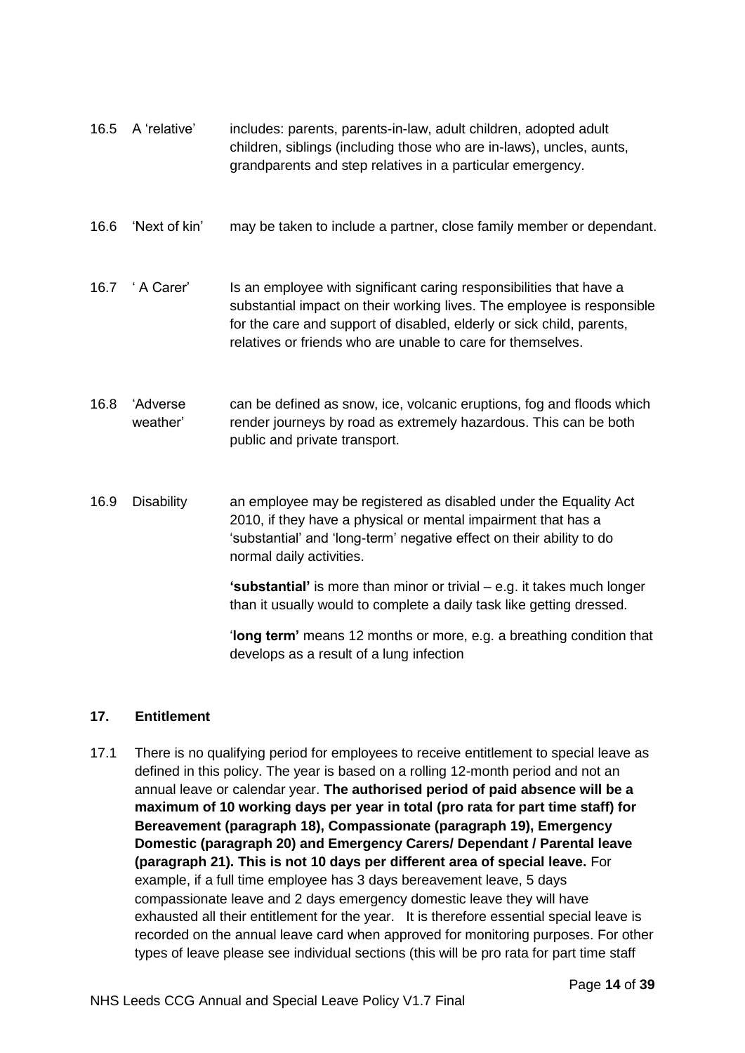16.5 A 'relative' includes: parents, parents-in-law, adult children, adopted adult children, siblings (including those who are in-laws), uncles, aunts, grandparents and step relatives in a particular emergency.

16.6 'Next of kin' may be taken to include a partner, close family member or dependant.

16.7 ' A Carer' Is an employee with significant caring responsibilities that have a substantial impact on their working lives. The employee is responsible for the care and support of disabled, elderly or sick child, parents, relatives or friends who are unable to care for themselves.

16.8 'Adverse weather' can be defined as snow, ice, volcanic eruptions, fog and floods which render journeys by road as extremely hazardous. This can be both public and private transport.

16.9 Disability an employee may be registered as disabled under the Equality Act 2010, if they have a physical or mental impairment that has a 'substantial' and 'long-term' negative effect on their ability to do normal daily activities.

**'substantial'** is more than minor or trivial – e.g. it takes much longer than it usually would to complete a daily task like getting dressed.

'**long term'** means 12 months or more, e.g. a breathing condition that develops as a result of a lung infection

## 17. Entitlement

17.1 There is no qualifying period for employees to receive entitlement to special leave as defined in this policy. The year is based on a rolling 12-month period and not an annual leave or calendar year. **The authorised period of paid absence will be a maximum of 10 working days per year in total (pro rata for part time staff) for Bereavement (paragraph 18), Compassionate (paragraph 19), Emergency Domestic (paragraph 20) and Emergency Carers/ Dependant / Parental leave (paragraph 21). This is not 10 days per different area of special leave.** For example, if a full time employee has 3 days bereavement leave, 5 days compassionate leave and 2 days emergency domestic leave they will have exhausted all their entitlement for the year. It is therefore essential special leave is recorded on the annual leave card when approved for monitoring purposes. For other types of leave please see individual sections (this will be pro rata for part time staff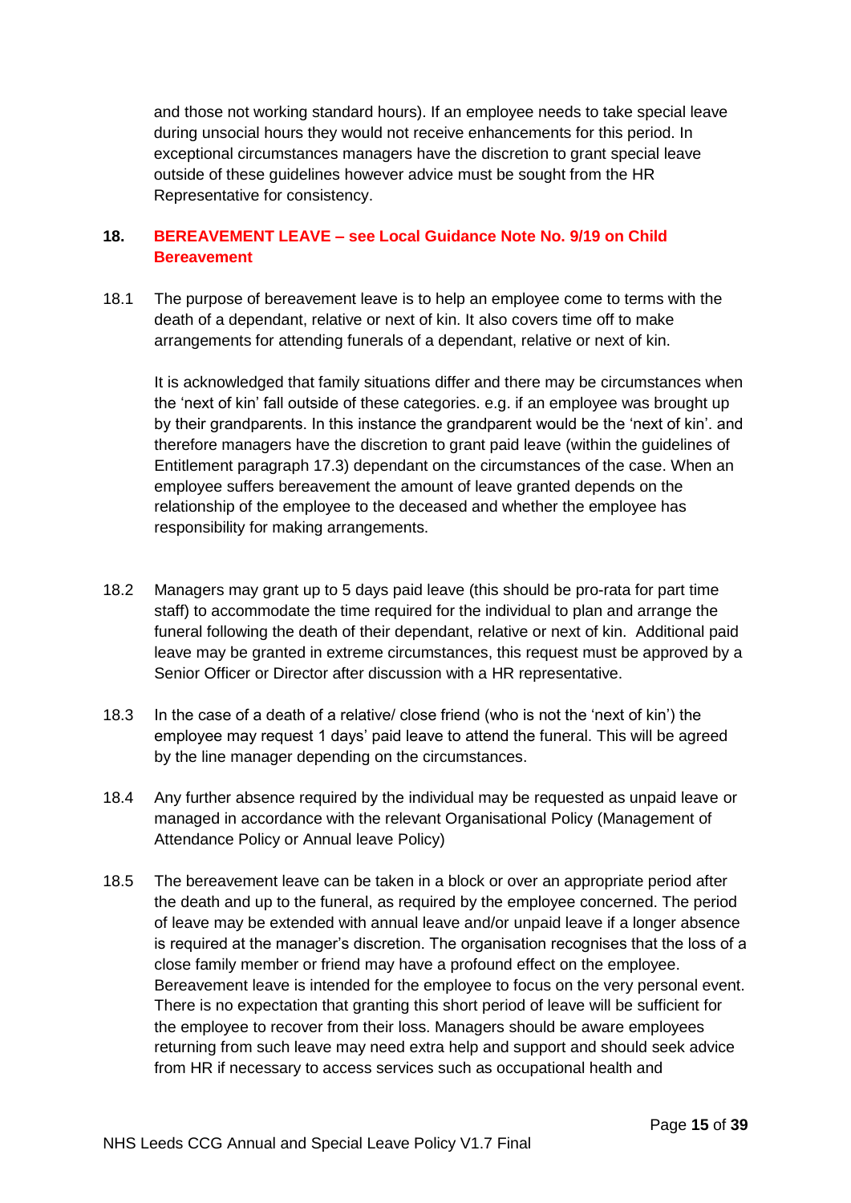and those not working standard hours). If an employee needs to take special leave during unsocial hours they would not receive enhancements for this period. In exceptional circumstances managers have the discretion to grant special leave outside of these guidelines however advice must be sought from the HR Representative for consistency.

## 18. BEREAVEMENT LEAVE – see Local Guidance Note No. 9/19 on Child Bereavement

18.1 The purpose of bereavement leave is to help an employee come to terms with the death of a dependant, relative or next of kin. It also covers time off to make arrangements for attending funerals of a dependant, relative or next of kin.

It is acknowledged that family situations differ and there may be circumstances when the 'next of kin' fall outside of these categories. e.g. if an employee was brought up by their grandparents. In this instance the grandparent would be the 'next of kin'. and therefore managers have the discretion to grant paid leave (within the guidelines of Entitlement paragraph 17.3) dependant on the circumstances of the case. When an employee suffers bereavement the amount of leave granted depends on the relationship of the employee to the deceased and whether the employee has responsibility for making arrangements.

18.2 Managers may grant up to 5 days paid leave (this should be pro-rata for part time staff) to accommodate the time required for the individual to plan and arrange the funeral following the death of their dependant, relative or next of kin. Additional paid leave may be granted in extreme circumstances, this request must be approved by a Senior Officer or Director after discussion with a HR representative.

18.3 In the case of a death of a relative/ close friend (who is not the 'next of kin') the employee may request 1 days' paid leave to attend the funeral. This will be agreed by the line manager depending on the circumstances.

18.4 Any further absence required by the individual may be requested as unpaid leave or managed in accordance with the relevant Organisational Policy (Management of Attendance Policy or Annual leave Policy)

18.5 The bereavement leave can be taken in a block or over an appropriate period after the death and up to the funeral, as required by the employee concerned. The period of leave may be extended with annual leave and/or unpaid leave if a longer absence is required at the manager's discretion. The organisation recognises that the loss of a close family member or friend may have a profound effect on the employee. Bereavement leave is intended for the employee to focus on the very personal event. There is no expectation that granting this short period of leave will be sufficient for the employee to recover from their loss. Managers should be aware employees returning from such leave may need extra help and support and should seek advice from HR if necessary to access services such as occupational health and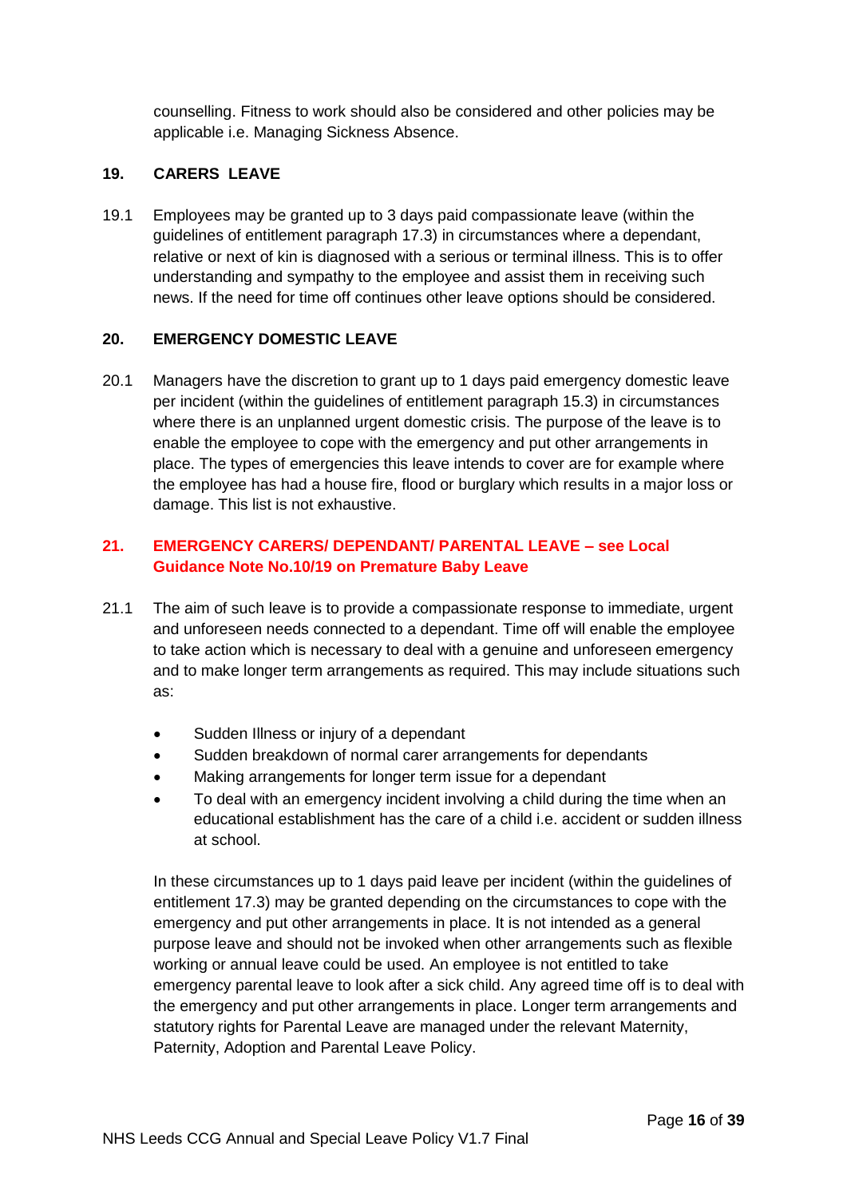counselling. Fitness to work should also be considered and other policies may be applicable i.e. Managing Sickness Absence.

## 19. CARERS LEAVE

19.1 Employees may be granted up to 3 days paid compassionate leave (within the guidelines of entitlement paragraph 17.3) in circumstances where a dependant, relative or next of kin is diagnosed with a serious or terminal illness. This is to offer understanding and sympathy to the employee and assist them in receiving such news. If the need for time off continues other leave options should be considered.

## 20. EMERGENCY DOMESTIC LEAVE

20.1 Managers have the discretion to grant up to 1 days paid emergency domestic leave per incident (within the guidelines of entitlement paragraph 15.3) in circumstances where there is an unplanned urgent domestic crisis. The purpose of the leave is to enable the employee to cope with the emergency and put other arrangements in place. The types of emergencies this leave intends to cover are for example where the employee has had a house fire, flood or burglary which results in a major loss or damage. This list is not exhaustive.

## 21. EMERGENCY CARERS/ DEPENDANT/ PARENTAL LEAVE – see Local Guidance Note No.10/19 on Premature Baby Leave

21.1 The aim of such leave is to provide a compassionate response to immediate, urgent and unforeseen needs connected to a dependant. Time off will enable the employee to take action which is necessary to deal with a genuine and unforeseen emergency and to make longer term arrangements as required. This may include situations such as:

- Sudden Illness or injury of a dependant
- Sudden breakdown of normal carer arrangements for dependants
- Making arrangements for longer term issue for a dependant
- To deal with an emergency incident involving a child during the time when an educational establishment has the care of a child i.e. accident or sudden illness at school.

In these circumstances up to 1 days paid leave per incident (within the guidelines of entitlement 17.3) may be granted depending on the circumstances to cope with the emergency and put other arrangements in place. It is not intended as a general purpose leave and should not be invoked when other arrangements such as flexible working or annual leave could be used. An employee is not entitled to take emergency parental leave to look after a sick child. Any agreed time off is to deal with the emergency and put other arrangements in place. Longer term arrangements and statutory rights for Parental Leave are managed under the relevant Maternity, Paternity, Adoption and Parental Leave Policy.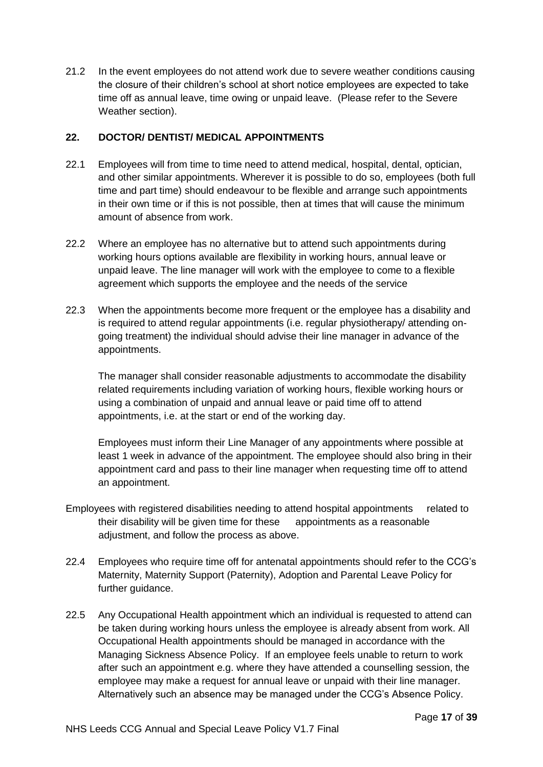21.2 In the event employees do not attend work due to severe weather conditions causing the closure of their children's school at short notice employees are expected to take time off as annual leave, time owing or unpaid leave. (Please refer to the Severe Weather section).

## 22. DOCTOR/ DENTIST/ MEDICAL APPOINTMENTS

22.1 Employees will from time to time need to attend medical, hospital, dental, optician, and other similar appointments. Wherever it is possible to do so, employees (both full time and part time) should endeavour to be flexible and arrange such appointments in their own time or if this is not possible, then at times that will cause the minimum amount of absence from work.

22.2 Where an employee has no alternative but to attend such appointments during working hours options available are flexibility in working hours, annual leave or unpaid leave. The line manager will work with the employee to come to a flexible agreement which supports the employee and the needs of the service

22.3 When the appointments become more frequent or the employee has a disability and is required to attend regular appointments (i.e. regular physiotherapy/ attending on-going treatment) the individual should advise their line manager in advance of the appointments.

The manager shall consider reasonable adjustments to accommodate the disability related requirements including variation of working hours, flexible working hours or using a combination of unpaid and annual leave or paid time off to attend appointments, i.e. at the start or end of the working day.

Employees must inform their Line Manager of any appointments where possible at least 1 week in advance of the appointment. The employee should also bring in their appointment card and pass to their line manager when requesting time off to attend an appointment.

Employees with registered disabilities needing to attend hospital appointments related to their disability will be given time for these appointments as a reasonable adjustment, and follow the process as above.

22.4 Employees who require time off for antenatal appointments should refer to the CCG's Maternity, Maternity Support (Paternity), Adoption and Parental Leave Policy for further guidance.

22.5 Any Occupational Health appointment which an individual is requested to attend can be taken during working hours unless the employee is already absent from work. All Occupational Health appointments should be managed in accordance with the Managing Sickness Absence Policy. If an employee feels unable to return to work after such an appointment e.g. where they have attended a counselling session, the employee may make a request for annual leave or unpaid with their line manager. Alternatively such an absence may be managed under the CCG's Absence Policy.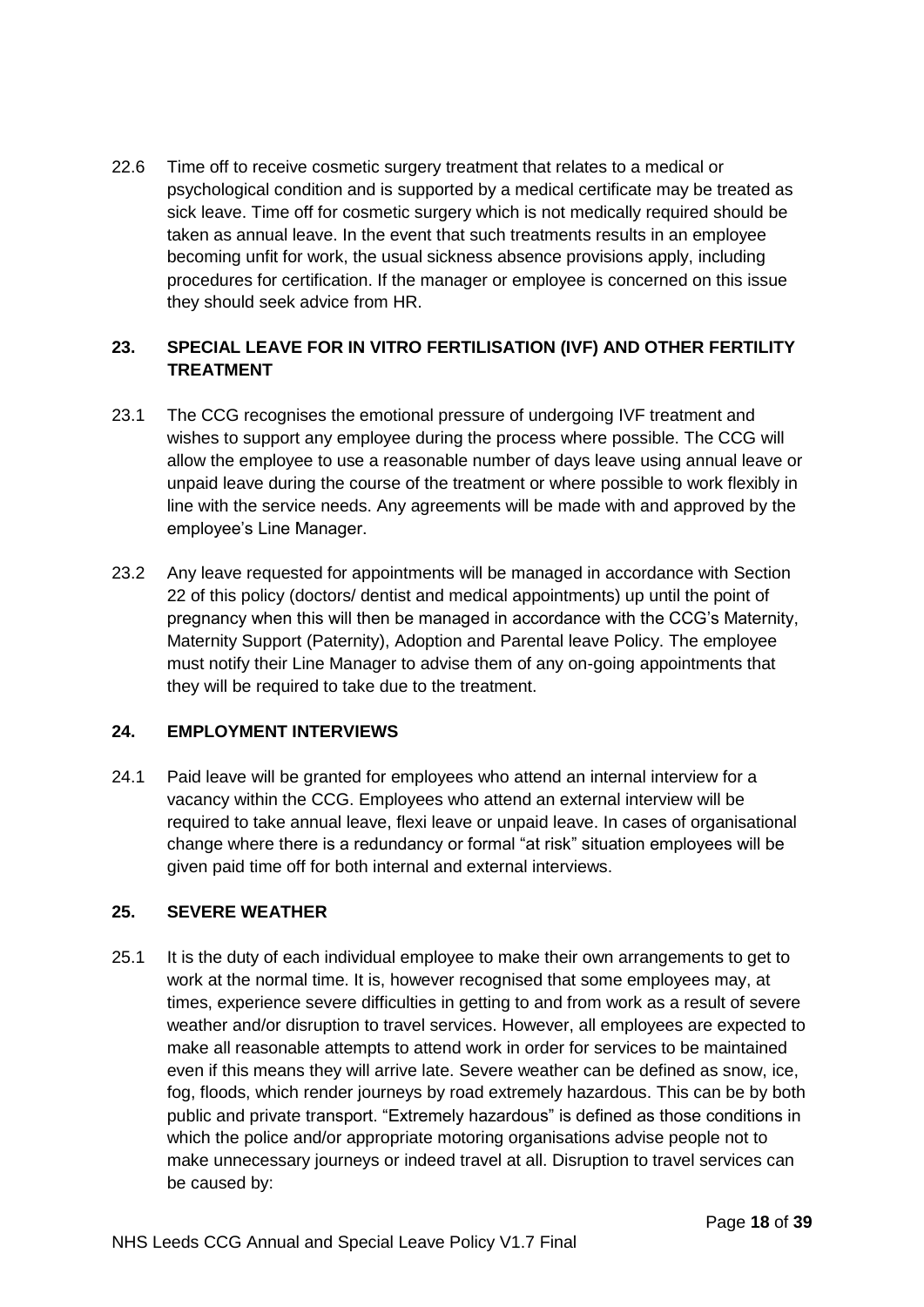22.6 Time off to receive cosmetic surgery treatment that relates to a medical or psychological condition and is supported by a medical certificate may be treated as sick leave. Time off for cosmetic surgery which is not medically required should be taken as annual leave. In the event that such treatments results in an employee becoming unfit for work, the usual sickness absence provisions apply, including procedures for certification. If the manager or employee is concerned on this issue they should seek advice from HR.

## 23. SPECIAL LEAVE FOR IN VITRO FERTILISATION (IVF) AND OTHER FERTILITY TREATMENT

23.1 The CCG recognises the emotional pressure of undergoing IVF treatment and wishes to support any employee during the process where possible. The CCG will allow the employee to use a reasonable number of days leave using annual leave or unpaid leave during the course of the treatment or where possible to work flexibly in line with the service needs. Any agreements will be made with and approved by the employee's Line Manager.

23.2 Any leave requested for appointments will be managed in accordance with Section 22 of this policy (doctors/ dentist and medical appointments) up until the point of pregnancy when this will then be managed in accordance with the CCG's Maternity, Maternity Support (Paternity), Adoption and Parental leave Policy. The employee must notify their Line Manager to advise them of any on-going appointments that they will be required to take due to the treatment.

## 24. EMPLOYMENT INTERVIEWS

24.1 Paid leave will be granted for employees who attend an internal interview for a vacancy within the CCG. Employees who attend an external interview will be required to take annual leave, flexi leave or unpaid leave. In cases of organisational change where there is a redundancy or formal "at risk" situation employees will be given paid time off for both internal and external interviews.

## 25. SEVERE WEATHER

25.1 It is the duty of each individual employee to make their own arrangements to get to work at the normal time. It is, however recognised that some employees may, at times, experience severe difficulties in getting to and from work as a result of severe weather and/or disruption to travel services. However, all employees are expected to make all reasonable attempts to attend work in order for services to be maintained even if this means they will arrive late. Severe weather can be defined as snow, ice, fog, floods, which render journeys by road extremely hazardous. This can be by both public and private transport. "Extremely hazardous" is defined as those conditions in which the police and/or appropriate motoring organisations advise people not to make unnecessary journeys or indeed travel at all. Disruption to travel services can be caused by: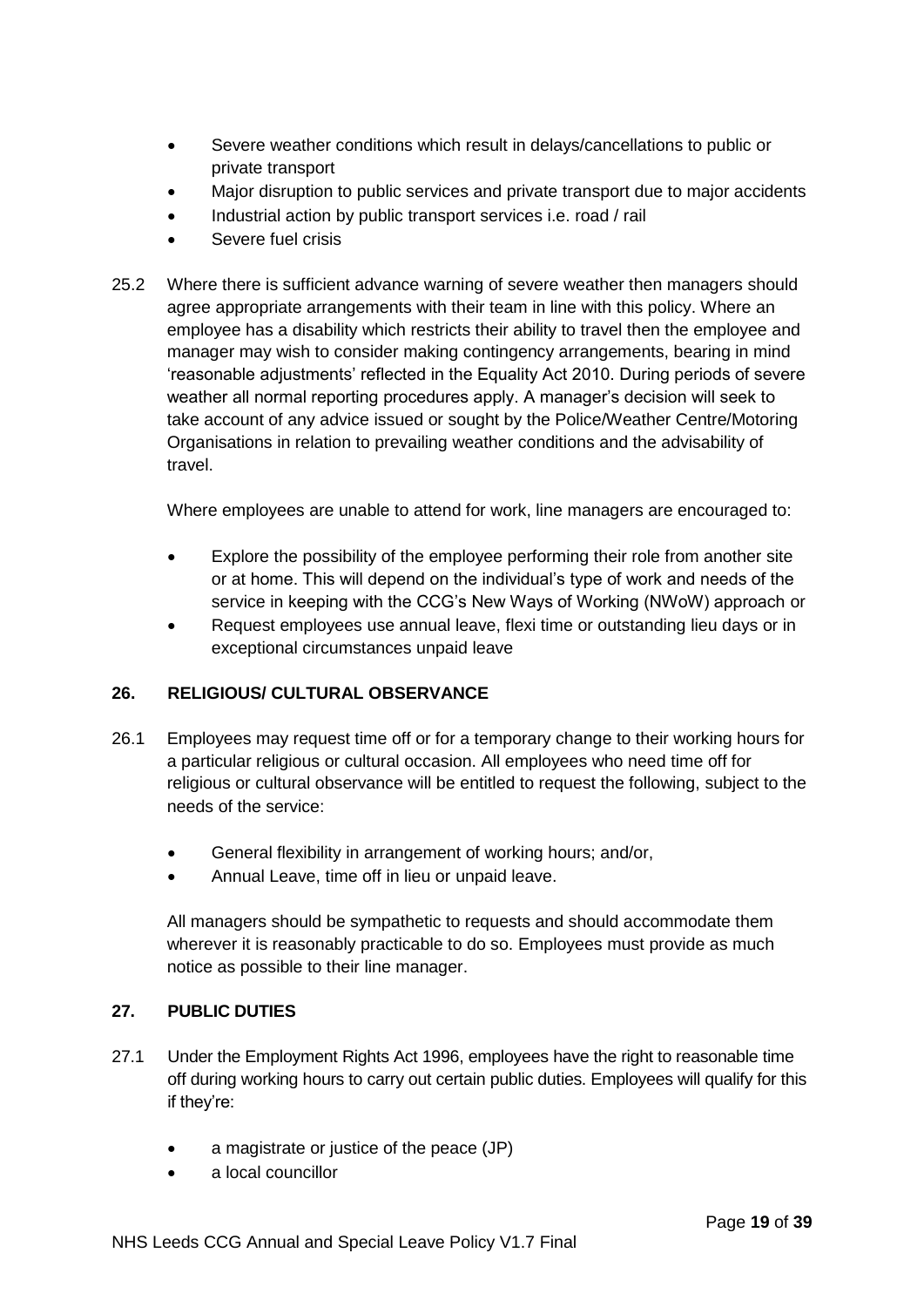- Severe weather conditions which result in delays/cancellations to public or private transport
- Major disruption to public services and private transport due to major accidents
- Industrial action by public transport services i.e. road / rail
- Severe fuel crisis

25.2 Where there is sufficient advance warning of severe weather then managers should agree appropriate arrangements with their team in line with this policy. Where an employee has a disability which restricts their ability to travel then the employee and manager may wish to consider making contingency arrangements, bearing in mind 'reasonable adjustments' reflected in the Equality Act 2010. During periods of severe weather all normal reporting procedures apply. A manager's decision will seek to take account of any advice issued or sought by the Police/Weather Centre/Motoring Organisations in relation to prevailing weather conditions and the advisability of travel.

Where employees are unable to attend for work, line managers are encouraged to:

- Explore the possibility of the employee performing their role from another site or at home. This will depend on the individual's type of work and needs of the service in keeping with the CCG's New Ways of Working (NWoW) approach or
- Request employees use annual leave, flexi time or outstanding lieu days or in exceptional circumstances unpaid leave

## 26. RELIGIOUS/ CULTURAL OBSERVANCE

26.1 Employees may request time off or for a temporary change to their working hours for a particular religious or cultural occasion. All employees who need time off for religious or cultural observance will be entitled to request the following, subject to the needs of the service:

- General flexibility in arrangement of working hours; and/or,
- Annual Leave, time off in lieu or unpaid leave.

All managers should be sympathetic to requests and should accommodate them wherever it is reasonably practicable to do so. Employees must provide as much notice as possible to their line manager.

## 27. PUBLIC DUTIES

27.1 Under the Employment Rights Act 1996, employees have the right to reasonable time off during working hours to carry out certain public duties. Employees will qualify for this if they're:

- a magistrate or justice of the peace (JP)
- a local councillor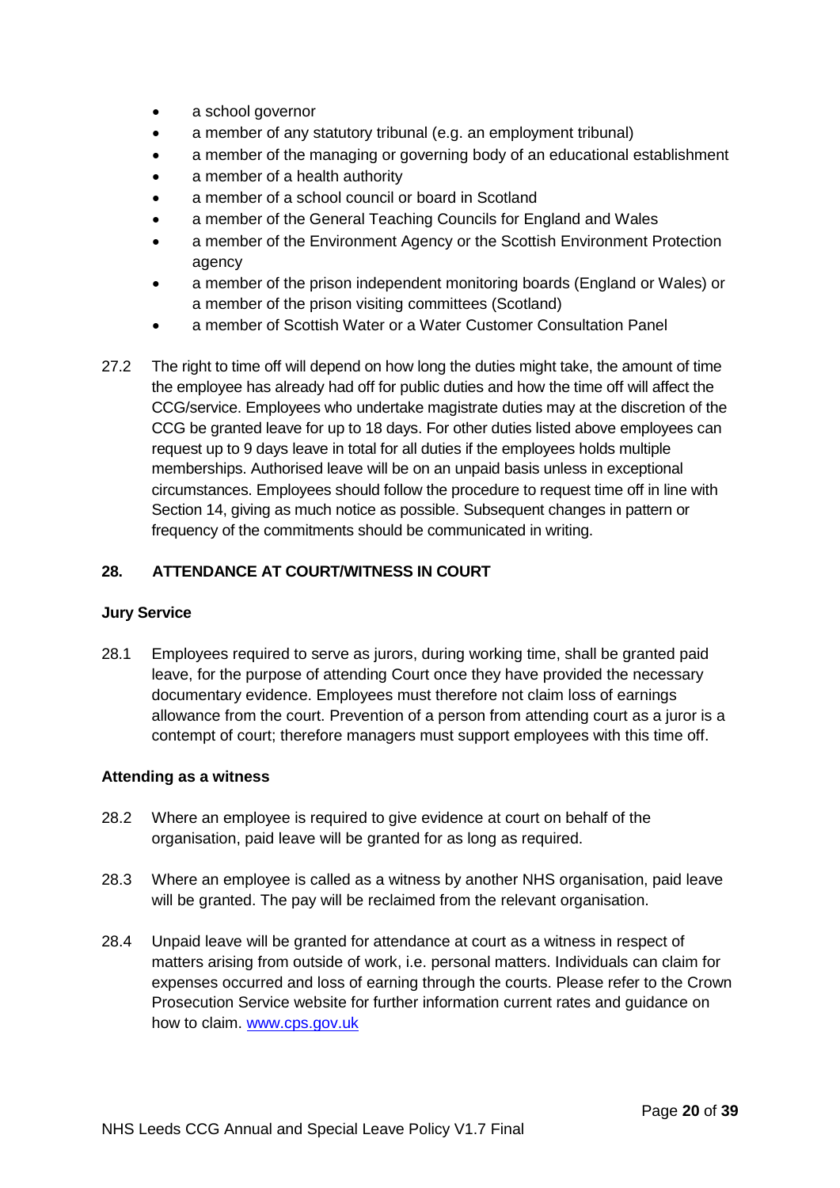- a school governor
- a member of any statutory tribunal (e.g. an employment tribunal)
- a member of the managing or governing body of an educational establishment
- a member of a health authority
- a member of a school council or board in Scotland
- a member of the General Teaching Councils for England and Wales
- a member of the Environment Agency or the Scottish Environment Protection agency
- a member of the prison independent monitoring boards (England or Wales) or a member of the prison visiting committees (Scotland)
- a member of Scottish Water or a Water Customer Consultation Panel

27.2 The right to time off will depend on how long the duties might take, the amount of time the employee has already had off for public duties and how the time off will affect the CCG/service. Employees who undertake magistrate duties may at the discretion of the CCG be granted leave for up to 18 days. For other duties listed above employees can request up to 9 days leave in total for all duties if the employees holds multiple memberships. Authorised leave will be on an unpaid basis unless in exceptional circumstances. Employees should follow the procedure to request time off in line with Section 14, giving as much notice as possible. Subsequent changes in pattern or frequency of the commitments should be communicated in writing.

## 28. ATTENDANCE AT COURT/WITNESS IN COURT

### Jury Service

28.1 Employees required to serve as jurors, during working time, shall be granted paid leave, for the purpose of attending Court once they have provided the necessary documentary evidence. Employees must therefore not claim loss of earnings allowance from the court. Prevention of a person from attending court as a juror is a contempt of court; therefore managers must support employees with this time off.

### Attending as a witness

28.2 Where an employee is required to give evidence at court on behalf of the organisation, paid leave will be granted for as long as required.

28.3 Where an employee is called as a witness by another NHS organisation, paid leave will be granted. The pay will be reclaimed from the relevant organisation.

28.4 Unpaid leave will be granted for attendance at court as a witness in respect of matters arising from outside of work, i.e. personal matters. Individuals can claim for expenses occurred and loss of earning through the courts. Please refer to the Crown Prosecution Service website for further information current rates and guidance on how to claim. www.cps.gov.uk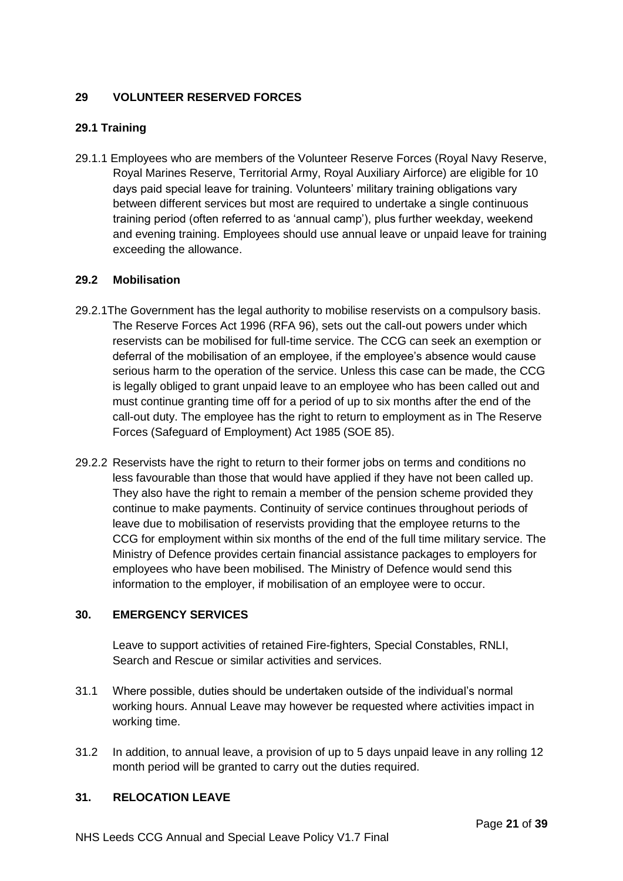## 29 VOLUNTEER RESERVED FORCES

### 29.1 Training

29.1.1 Employees who are members of the Volunteer Reserve Forces (Royal Navy Reserve, Royal Marines Reserve, Territorial Army, Royal Auxiliary Airforce) are eligible for 10 days paid special leave for training. Volunteers' military training obligations vary between different services but most are required to undertake a single continuous training period (often referred to as 'annual camp'), plus further weekday, weekend and evening training. Employees should use annual leave or unpaid leave for training exceeding the allowance.

### 29.2 Mobilisation

29.2.1The Government has the legal authority to mobilise reservists on a compulsory basis. The Reserve Forces Act 1996 (RFA 96), sets out the call-out powers under which reservists can be mobilised for full-time service. The CCG can seek an exemption or deferral of the mobilisation of an employee, if the employee's absence would cause serious harm to the operation of the service. Unless this case can be made, the CCG is legally obliged to grant unpaid leave to an employee who has been called out and must continue granting time off for a period of up to six months after the end of the call-out duty. The employee has the right to return to employment as in The Reserve Forces (Safeguard of Employment) Act 1985 (SOE 85).

29.2.2 Reservists have the right to return to their former jobs on terms and conditions no less favourable than those that would have applied if they have not been called up. They also have the right to remain a member of the pension scheme provided they continue to make payments. Continuity of service continues throughout periods of leave due to mobilisation of reservists providing that the employee returns to the CCG for employment within six months of the end of the full time military service. The Ministry of Defence provides certain financial assistance packages to employers for employees who have been mobilised. The Ministry of Defence would send this information to the employer, if mobilisation of an employee were to occur.

## 30. EMERGENCY SERVICES

Leave to support activities of retained Fire-fighters, Special Constables, RNLI, Search and Rescue or similar activities and services.

31.1 Where possible, duties should be undertaken outside of the individual's normal working hours. Annual Leave may however be requested where activities impact in working time.

31.2 In addition, to annual leave, a provision of up to 5 days unpaid leave in any rolling 12 month period will be granted to carry out the duties required.

## 31. RELOCATION LEAVE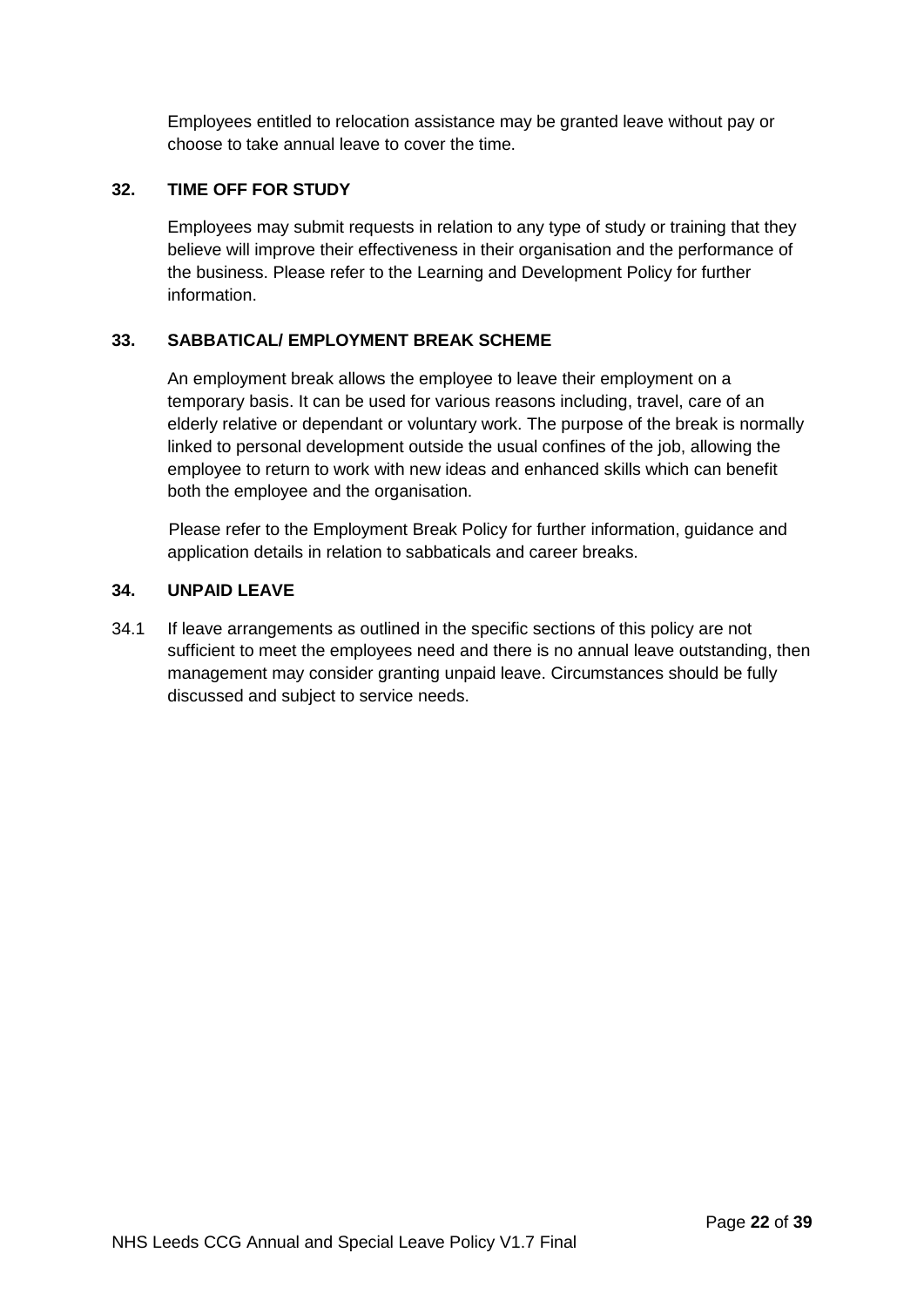Employees entitled to relocation assistance may be granted leave without pay or choose to take annual leave to cover the time.

## 32. TIME OFF FOR STUDY

Employees may submit requests in relation to any type of study or training that they believe will improve their effectiveness in their organisation and the performance of the business. Please refer to the Learning and Development Policy for further information.

## 33. SABBATICAL/ EMPLOYMENT BREAK SCHEME

An employment break allows the employee to leave their employment on a temporary basis. It can be used for various reasons including, travel, care of an elderly relative or dependant or voluntary work. The purpose of the break is normally linked to personal development outside the usual confines of the job, allowing the employee to return to work with new ideas and enhanced skills which can benefit both the employee and the organisation.

Please refer to the Employment Break Policy for further information, guidance and application details in relation to sabbaticals and career breaks.

## 34. UNPAID LEAVE

34.1 If leave arrangements as outlined in the specific sections of this policy are not sufficient to meet the employees need and there is no annual leave outstanding, then management may consider granting unpaid leave. Circumstances should be fully discussed and subject to service needs.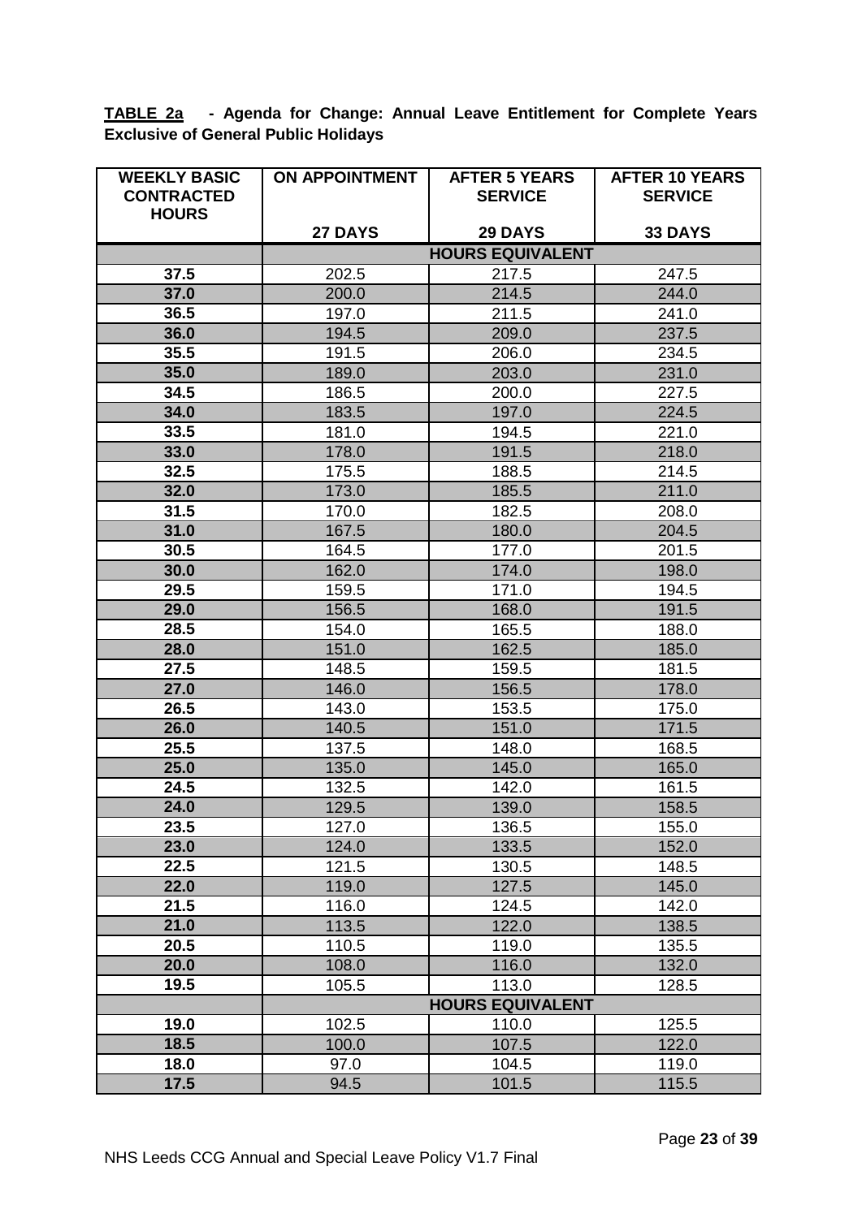**TABLE 2a - Agenda for Change: Annual Leave Entitlement for Complete Years Exclusive of General Public Holidays**

| WEEKLY BASIC CONTRACTED HOURS | ON APPOINTMENT<br><br>27 DAYS | AFTER 5 YEARS SERVICE<br><br>29 DAYS | AFTER 10 YEARS SERVICE<br><br>33 DAYS |
|---|---|---|---|
| | HOURS EQUIVALENT | | |
| 37.5 | 202.5 | 217.5 | 247.5 |
| 37.0 | 200.0 | 214.5 | 244.0 |
| 36.5 | 197.0 | 211.5 | 241.0 |
| 36.0 | 194.5 | 209.0 | 237.5 |
| 35.5 | 191.5 | 206.0 | 234.5 |
| 35.0 | 189.0 | 203.0 | 231.0 |
| 34.5 | 186.5 | 200.0 | 227.5 |
| 34.0 | 183.5 | 197.0 | 224.5 |
| 33.5 | 181.0 | 194.5 | 221.0 |
| 33.0 | 178.0 | 191.5 | 218.0 |
| 32.5 | 175.5 | 188.5 | 214.5 |
| 32.0 | 173.0 | 185.5 | 211.0 |
| 31.5 | 170.0 | 182.5 | 208.0 |
| 31.0 | 167.5 | 180.0 | 204.5 |
| 30.5 | 164.5 | 177.0 | 201.5 |
| 30.0 | 162.0 | 174.0 | 198.0 |
| 29.5 | 159.5 | 171.0 | 194.5 |
| 29.0 | 156.5 | 168.0 | 191.5 |
| 28.5 | 154.0 | 165.5 | 188.0 |
| 28.0 | 151.0 | 162.5 | 185.0 |
| 27.5 | 148.5 | 159.5 | 181.5 |
| 27.0 | 146.0 | 156.5 | 178.0 |
| 26.5 | 143.0 | 153.5 | 175.0 |
| 26.0 | 140.5 | 151.0 | 171.5 |
| 25.5 | 137.5 | 148.0 | 168.5 |
| 25.0 | 135.0 | 145.0 | 165.0 |
| 24.5 | 132.5 | 142.0 | 161.5 |
| 24.0 | 129.5 | 139.0 | 158.5 |
| 23.5 | 127.0 | 136.5 | 155.0 |
| 23.0 | 124.0 | 133.5 | 152.0 |
| 22.5 | 121.5 | 130.5 | 148.5 |
| 22.0 | 119.0 | 127.5 | 145.0 |
| 21.5 | 116.0 | 124.5 | 142.0 |
| 21.0 | 113.5 | 122.0 | 138.5 |
| 20.5 | 110.5 | 119.0 | 135.5 |
| 20.0 | 108.0 | 116.0 | 132.0 |
| 19.5 | 105.5 | 113.0 | 128.5 |
| | HOURS EQUIVALENT | | |
| 19.0 | 102.5 | 110.0 | 125.5 |
| 18.5 | 100.0 | 107.5 | 122.0 |
| 18.0 | 97.0 | 104.5 | 119.0 |
| 17.5 | 94.5 | 101.5 | 115.5 |

NHS Leeds CCG Annual and Special Leave Policy V1.7 Final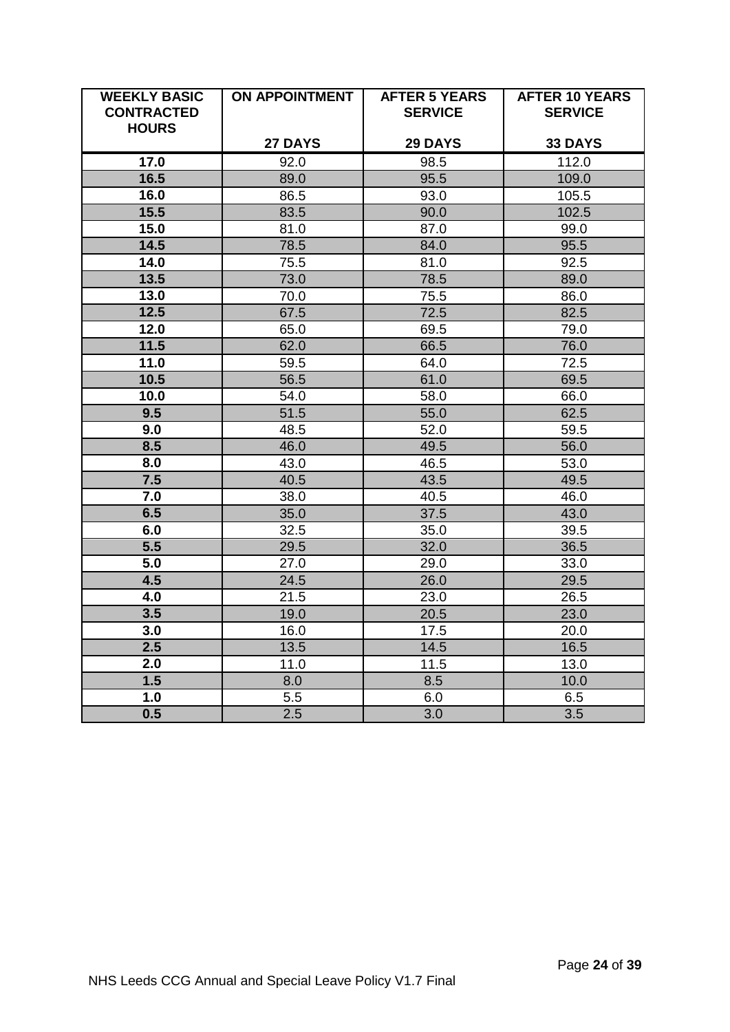| WEEKLY BASIC CONTRACTED HOURS | ON APPOINTMENT<br><br>27 DAYS | AFTER 5 YEARS SERVICE<br><br>29 DAYS | AFTER 10 YEARS SERVICE<br><br>33 DAYS |
|---|---|---|---|
| **17.0** | 92.0 | 98.5 | 112.0 |
| **16.5** | 89.0 | 95.5 | 109.0 |
| **16.0** | 86.5 | 93.0 | 105.5 |
| **15.5** | 83.5 | 90.0 | 102.5 |
| **15.0** | 81.0 | 87.0 | 99.0 |
| **14.5** | 78.5 | 84.0 | 95.5 |
| **14.0** | 75.5 | 81.0 | 92.5 |
| **13.5** | 73.0 | 78.5 | 89.0 |
| **13.0** | 70.0 | 75.5 | 86.0 |
| **12.5** | 67.5 | 72.5 | 82.5 |
| **12.0** | 65.0 | 69.5 | 79.0 |
| **11.5** | 62.0 | 66.5 | 76.0 |
| **11.0** | 59.5 | 64.0 | 72.5 |
| **10.5** | 56.5 | 61.0 | 69.5 |
| **10.0** | 54.0 | 58.0 | 66.0 |
| **9.5** | 51.5 | 55.0 | 62.5 |
| **9.0** | 48.5 | 52.0 | 59.5 |
| **8.5** | 46.0 | 49.5 | 56.0 |
| **8.0** | 43.0 | 46.5 | 53.0 |
| **7.5** | 40.5 | 43.5 | 49.5 |
| **7.0** | 38.0 | 40.5 | 46.0 |
| **6.5** | 35.0 | 37.5 | 43.0 |
| **6.0** | 32.5 | 35.0 | 39.5 |
| **5.5** | 29.5 | 32.0 | 36.5 |
| **5.0** | 27.0 | 29.0 | 33.0 |
| **4.5** | 24.5 | 26.0 | 29.5 |
| **4.0** | 21.5 | 23.0 | 26.5 |
| **3.5** | 19.0 | 20.5 | 23.0 |
| **3.0** | 16.0 | 17.5 | 20.0 |
| **2.5** | 13.5 | 14.5 | 16.5 |
| **2.0** | 11.0 | 11.5 | 13.0 |
| **1.5** | 8.0 | 8.5 | 10.0 |
| **1.0** | 5.5 | 6.0 | 6.5 |
| **0.5** | 2.5 | 3.0 | 3.5 |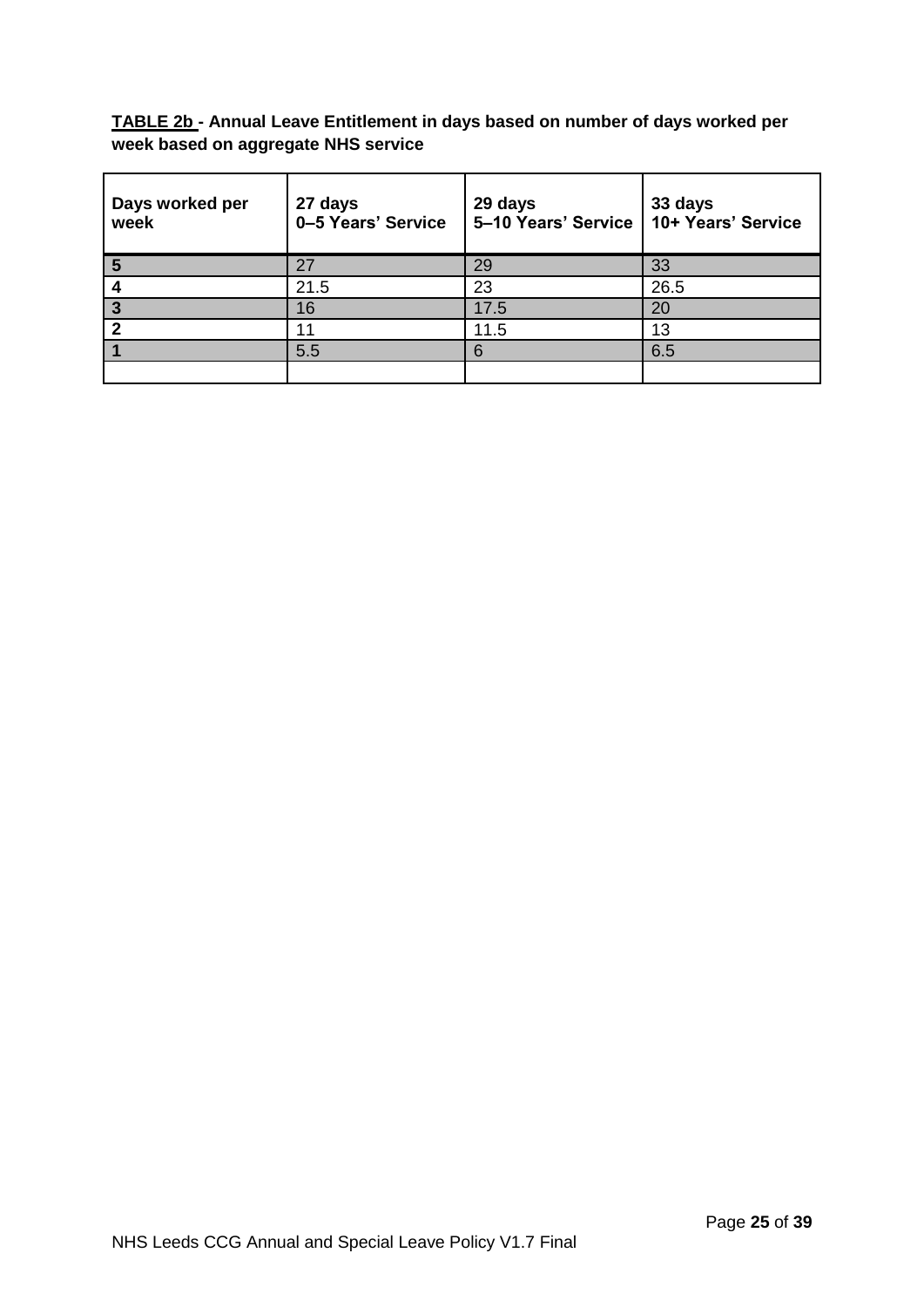**TABLE 2b - Annual Leave Entitlement in days based on number of days worked per week based on aggregate NHS service**

| Days worked per week | 27 days 0–5 Years' Service | 29 days 5–10 Years' Service | 33 days 10+ Years' Service |
|---|---|---|---|
| **5** | 27 | 29 | 33 |
| **4** | 21.5 | 23 | 26.5 |
| **3** | 16 | 17.5 | 20 |
| **2** | 11 | 11.5 | 13 |
| **1** | 5.5 | 6 | 6.5 |
| | | | |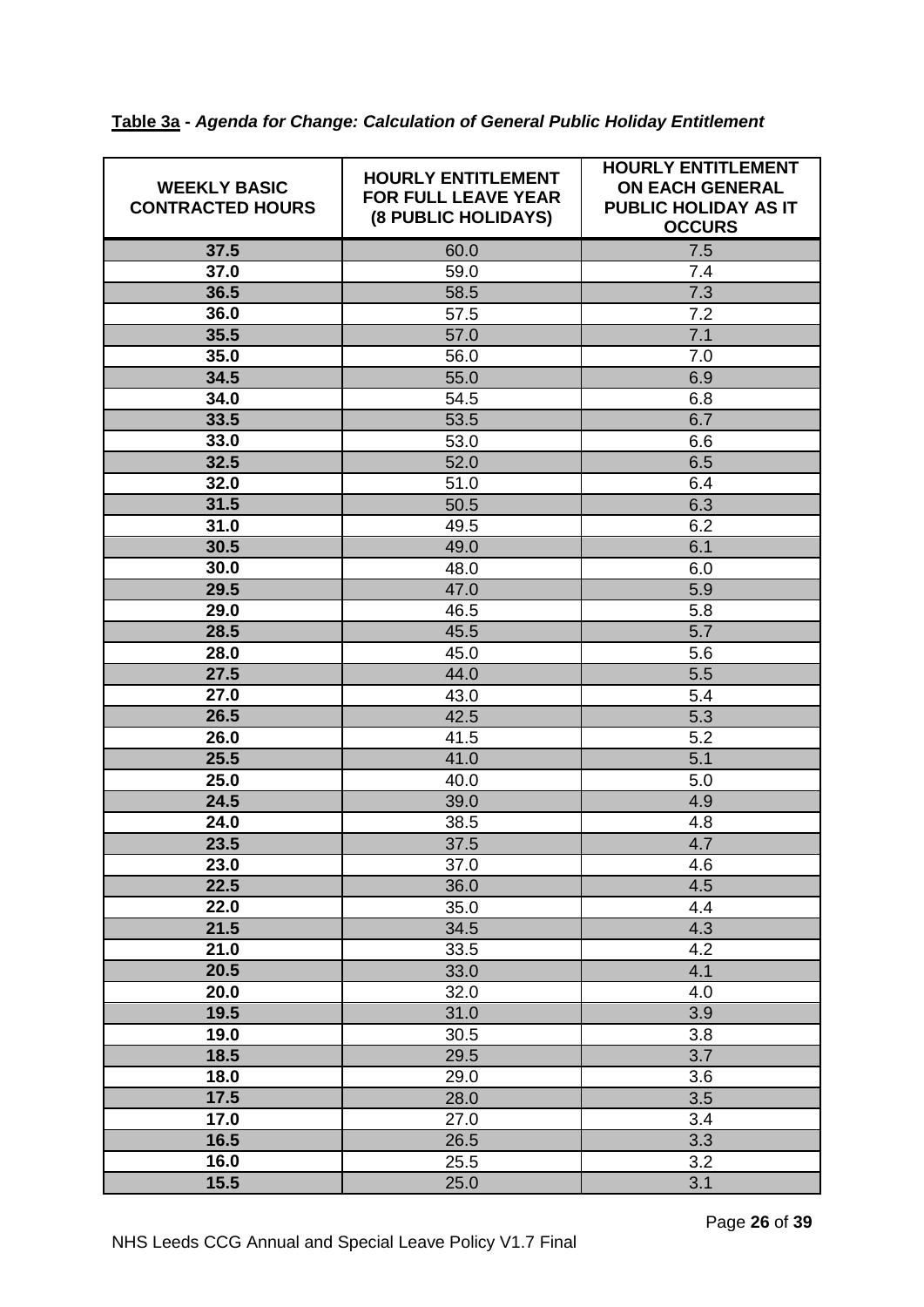**<u>Table 3a</u> -** ***Agenda for Change: Calculation of General Public Holiday Entitlement***

| WEEKLY BASIC CONTRACTED HOURS | HOURLY ENTITLEMENT FOR FULL LEAVE YEAR (8 PUBLIC HOLIDAYS) | HOURLY ENTITLEMENT ON EACH GENERAL PUBLIC HOLIDAY AS IT OCCURS |
|---|---|---|
| **37.5** | 60.0 | 7.5 |
| **37.0** | 59.0 | 7.4 |
| **36.5** | 58.5 | 7.3 |
| **36.0** | 57.5 | 7.2 |
| **35.5** | 57.0 | 7.1 |
| **35.0** | 56.0 | 7.0 |
| **34.5** | 55.0 | 6.9 |
| **34.0** | 54.5 | 6.8 |
| **33.5** | 53.5 | 6.7 |
| **33.0** | 53.0 | 6.6 |
| **32.5** | 52.0 | 6.5 |
| **32.0** | 51.0 | 6.4 |
| **31.5** | 50.5 | 6.3 |
| **31.0** | 49.5 | 6.2 |
| **30.5** | 49.0 | 6.1 |
| **30.0** | 48.0 | 6.0 |
| **29.5** | 47.0 | 5.9 |
| **29.0** | 46.5 | 5.8 |
| **28.5** | 45.5 | 5.7 |
| **28.0** | 45.0 | 5.6 |
| **27.5** | 44.0 | 5.5 |
| **27.0** | 43.0 | 5.4 |
| **26.5** | 42.5 | 5.3 |
| **26.0** | 41.5 | 5.2 |
| **25.5** | 41.0 | 5.1 |
| **25.0** | 40.0 | 5.0 |
| **24.5** | 39.0 | 4.9 |
| **24.0** | 38.5 | 4.8 |
| **23.5** | 37.5 | 4.7 |
| **23.0** | 37.0 | 4.6 |
| **22.5** | 36.0 | 4.5 |
| **22.0** | 35.0 | 4.4 |
| **21.5** | 34.5 | 4.3 |
| **21.0** | 33.5 | 4.2 |
| **20.5** | 33.0 | 4.1 |
| **20.0** | 32.0 | 4.0 |
| **19.5** | 31.0 | 3.9 |
| **19.0** | 30.5 | 3.8 |
| **18.5** | 29.5 | 3.7 |
| **18.0** | 29.0 | 3.6 |
| **17.5** | 28.0 | 3.5 |
| **17.0** | 27.0 | 3.4 |
| **16.5** | 26.5 | 3.3 |
| **16.0** | 25.5 | 3.2 |
| **15.5** | 25.0 | 3.1 |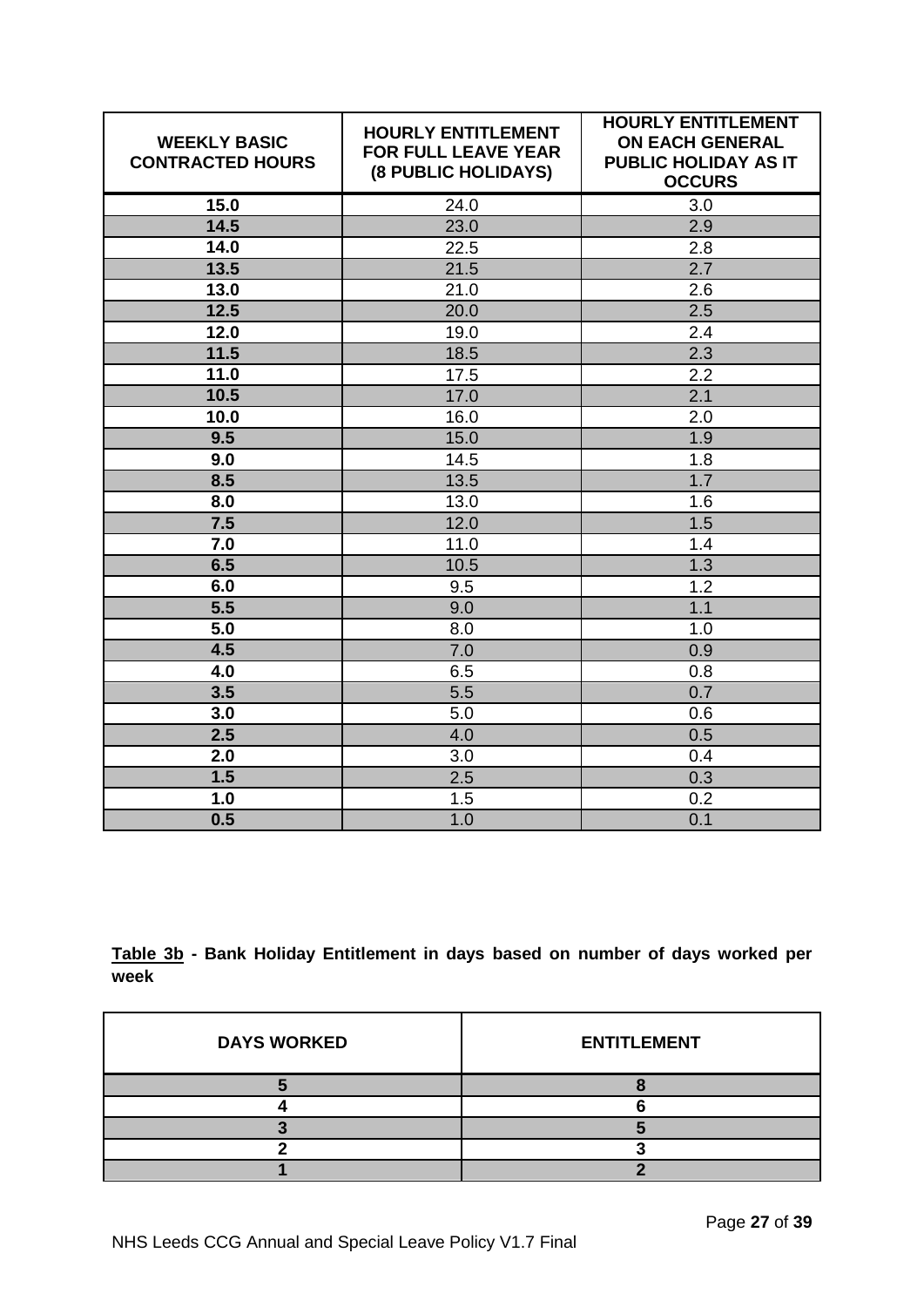| WEEKLY BASIC CONTRACTED HOURS | HOURLY ENTITLEMENT FOR FULL LEAVE YEAR (8 PUBLIC HOLIDAYS) | HOURLY ENTITLEMENT ON EACH GENERAL PUBLIC HOLIDAY AS IT OCCURS |
|---|---|---|
| **15.0** | 24.0 | 3.0 |
| **14.5** | 23.0 | 2.9 |
| **14.0** | 22.5 | 2.8 |
| **13.5** | 21.5 | 2.7 |
| **13.0** | 21.0 | 2.6 |
| **12.5** | 20.0 | 2.5 |
| **12.0** | 19.0 | 2.4 |
| **11.5** | 18.5 | 2.3 |
| **11.0** | 17.5 | 2.2 |
| **10.5** | 17.0 | 2.1 |
| **10.0** | 16.0 | 2.0 |
| **9.5** | 15.0 | 1.9 |
| **9.0** | 14.5 | 1.8 |
| **8.5** | 13.5 | 1.7 |
| **8.0** | 13.0 | 1.6 |
| **7.5** | 12.0 | 1.5 |
| **7.0** | 11.0 | 1.4 |
| **6.5** | 10.5 | 1.3 |
| **6.0** | 9.5 | 1.2 |
| **5.5** | 9.0 | 1.1 |
| **5.0** | 8.0 | 1.0 |
| **4.5** | 7.0 | 0.9 |
| **4.0** | 6.5 | 0.8 |
| **3.5** | 5.5 | 0.7 |
| **3.0** | 5.0 | 0.6 |
| **2.5** | 4.0 | 0.5 |
| **2.0** | 3.0 | 0.4 |
| **1.5** | 2.5 | 0.3 |
| **1.0** | 1.5 | 0.2 |
| **0.5** | 1.0 | 0.1 |

**Table 3b - Bank Holiday Entitlement in days based on number of days worked per week**

| DAYS WORKED | ENTITLEMENT |
|---|---|
| **5** | **8** |
| **4** | **6** |
| **3** | **5** |
| **2** | **3** |
| **1** | **2** |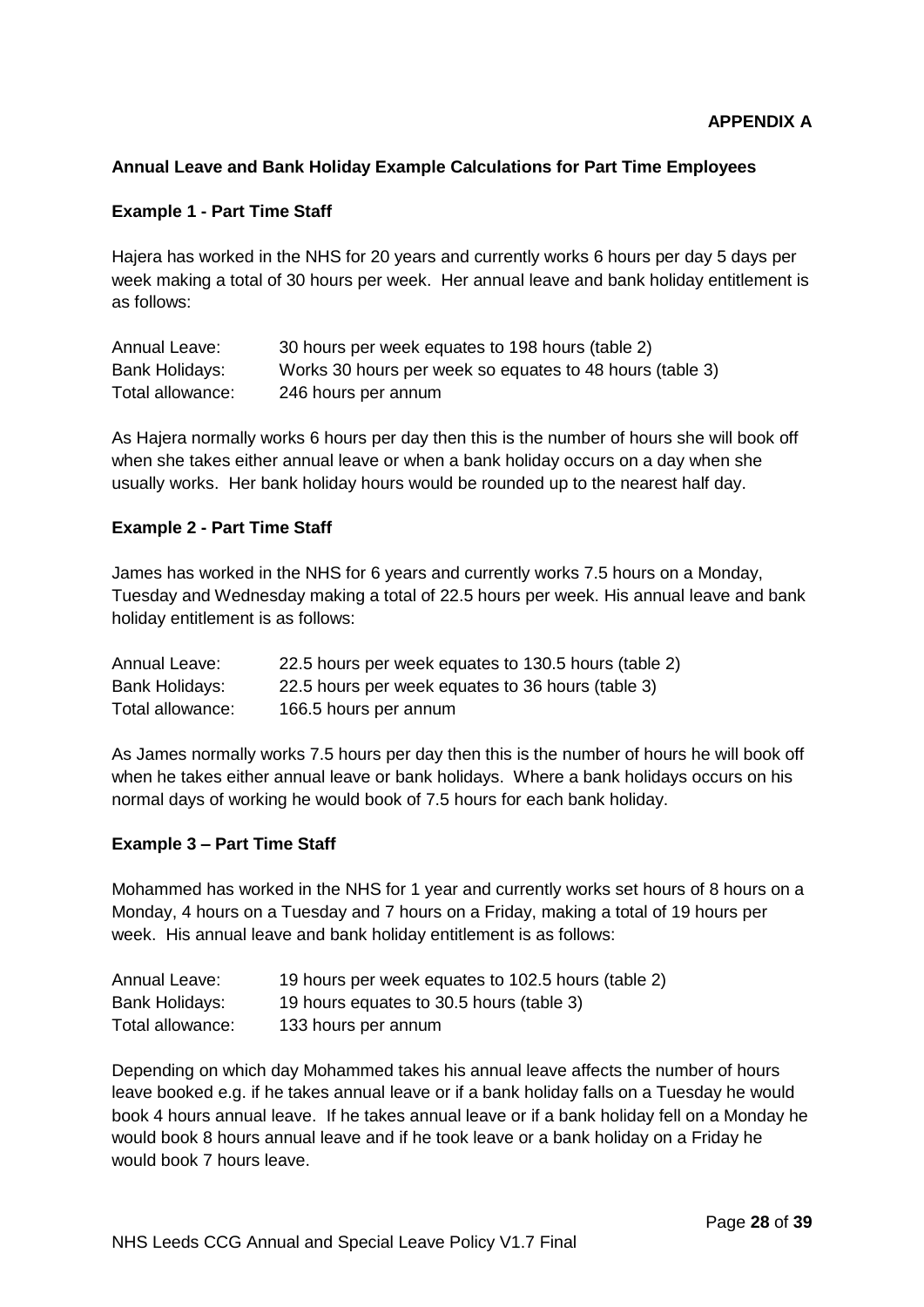**APPENDIX A**

## Annual Leave and Bank Holiday Example Calculations for Part Time Employees

### Example 1 - Part Time Staff

Hajera has worked in the NHS for 20 years and currently works 6 hours per day 5 days per week making a total of 30 hours per week. Her annual leave and bank holiday entitlement is as follows:

| | |
|---|---|
| Annual Leave: | 30 hours per week equates to 198 hours (table 2) |
| Bank Holidays: | Works 30 hours per week so equates to 48 hours (table 3) |
| Total allowance: | 246 hours per annum |

As Hajera normally works 6 hours per day then this is the number of hours she will book off when she takes either annual leave or when a bank holiday occurs on a day when she usually works. Her bank holiday hours would be rounded up to the nearest half day.

### Example 2 - Part Time Staff

James has worked in the NHS for 6 years and currently works 7.5 hours on a Monday, Tuesday and Wednesday making a total of 22.5 hours per week. His annual leave and bank holiday entitlement is as follows:

| | |
|---|---|
| Annual Leave: | 22.5 hours per week equates to 130.5 hours (table 2) |
| Bank Holidays: | 22.5 hours per week equates to 36 hours (table 3) |
| Total allowance: | 166.5 hours per annum |

As James normally works 7.5 hours per day then this is the number of hours he will book off when he takes either annual leave or bank holidays. Where a bank holidays occurs on his normal days of working he would book of 7.5 hours for each bank holiday.

### Example 3 – Part Time Staff

Mohammed has worked in the NHS for 1 year and currently works set hours of 8 hours on a Monday, 4 hours on a Tuesday and 7 hours on a Friday, making a total of 19 hours per week. His annual leave and bank holiday entitlement is as follows:

| | |
|---|---|
| Annual Leave: | 19 hours per week equates to 102.5 hours (table 2) |
| Bank Holidays: | 19 hours equates to 30.5 hours (table 3) |
| Total allowance: | 133 hours per annum |

Depending on which day Mohammed takes his annual leave affects the number of hours leave booked e.g. if he takes annual leave or if a bank holiday falls on a Tuesday he would book 4 hours annual leave. If he takes annual leave or if a bank holiday fell on a Monday he would book 8 hours annual leave and if he took leave or a bank holiday on a Friday he would book 7 hours leave.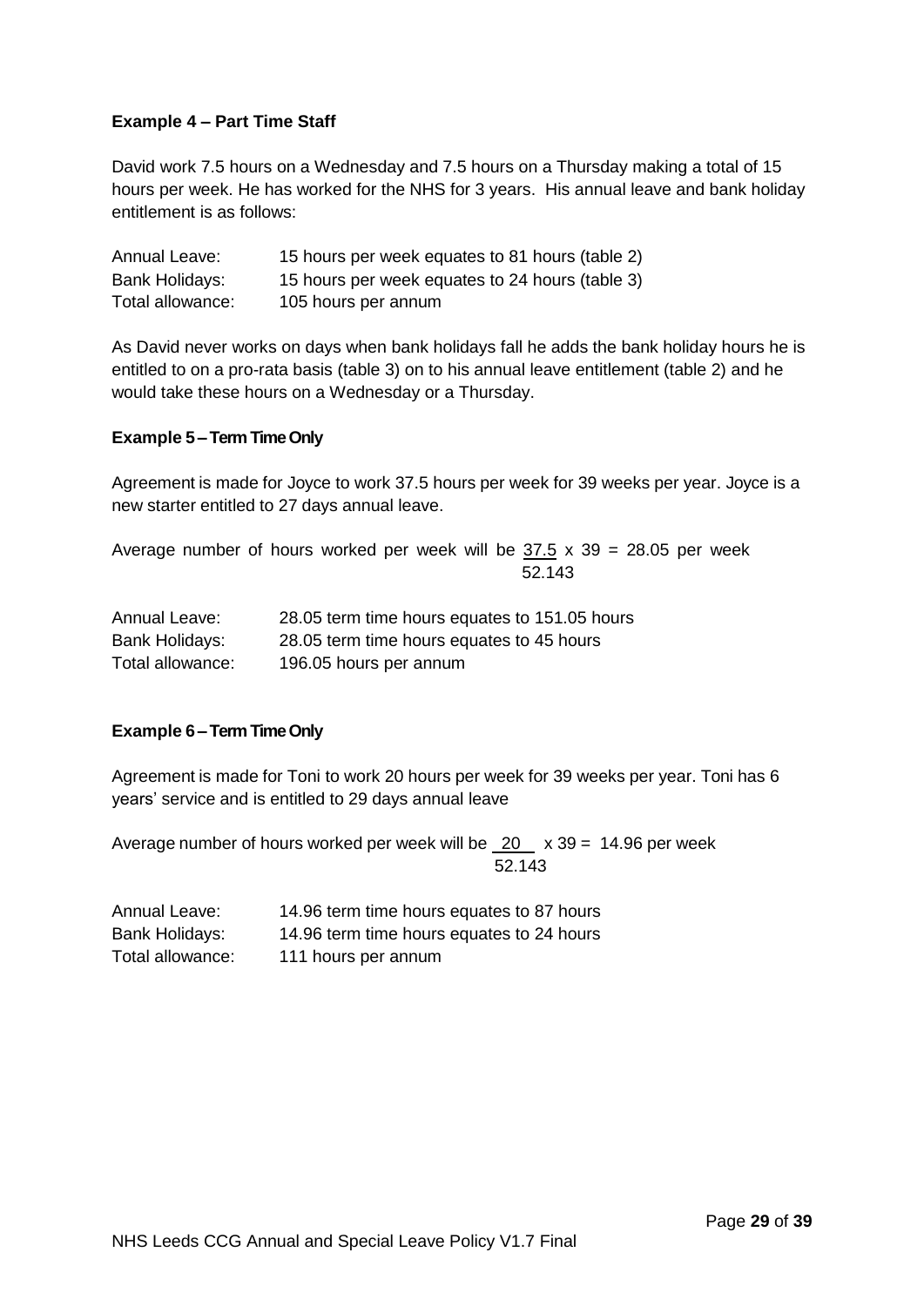**Example 4 – Part Time Staff**

David work 7.5 hours on a Wednesday and 7.5 hours on a Thursday making a total of 15 hours per week. He has worked for the NHS for 3 years. His annual leave and bank holiday entitlement is as follows:

| | |
|---|---|
| Annual Leave: | 15 hours per week equates to 81 hours (table 2) |
| Bank Holidays: | 15 hours per week equates to 24 hours (table 3) |
| Total allowance: | 105 hours per annum |

As David never works on days when bank holidays fall he adds the bank holiday hours he is entitled to on a pro-rata basis (table 3) on to his annual leave entitlement (table 2) and he would take these hours on a Wednesday or a Thursday.

**Example 5 – Term Time Only**

Agreement is made for Joyce to work 37.5 hours per week for 39 weeks per year. Joyce is a new starter entitled to 27 days annual leave.

Average number of hours worked per week will be $\frac{37.5}{52.143} \times 39 = 28.05$ per week

| | |
|---|---|
| Annual Leave: | 28.05 term time hours equates to 151.05 hours |
| Bank Holidays: | 28.05 term time hours equates to 45 hours |
| Total allowance: | 196.05 hours per annum |

**Example 6 – Term Time Only**

Agreement is made for Toni to work 20 hours per week for 39 weeks per year. Toni has 6 years' service and is entitled to 29 days annual leave

Average number of hours worked per week will be $\frac{20}{52.143} \times 39 = 14.96$ per week

| | |
|---|---|
| Annual Leave: | 14.96 term time hours equates to 87 hours |
| Bank Holidays: | 14.96 term time hours equates to 24 hours |
| Total allowance: | 111 hours per annum |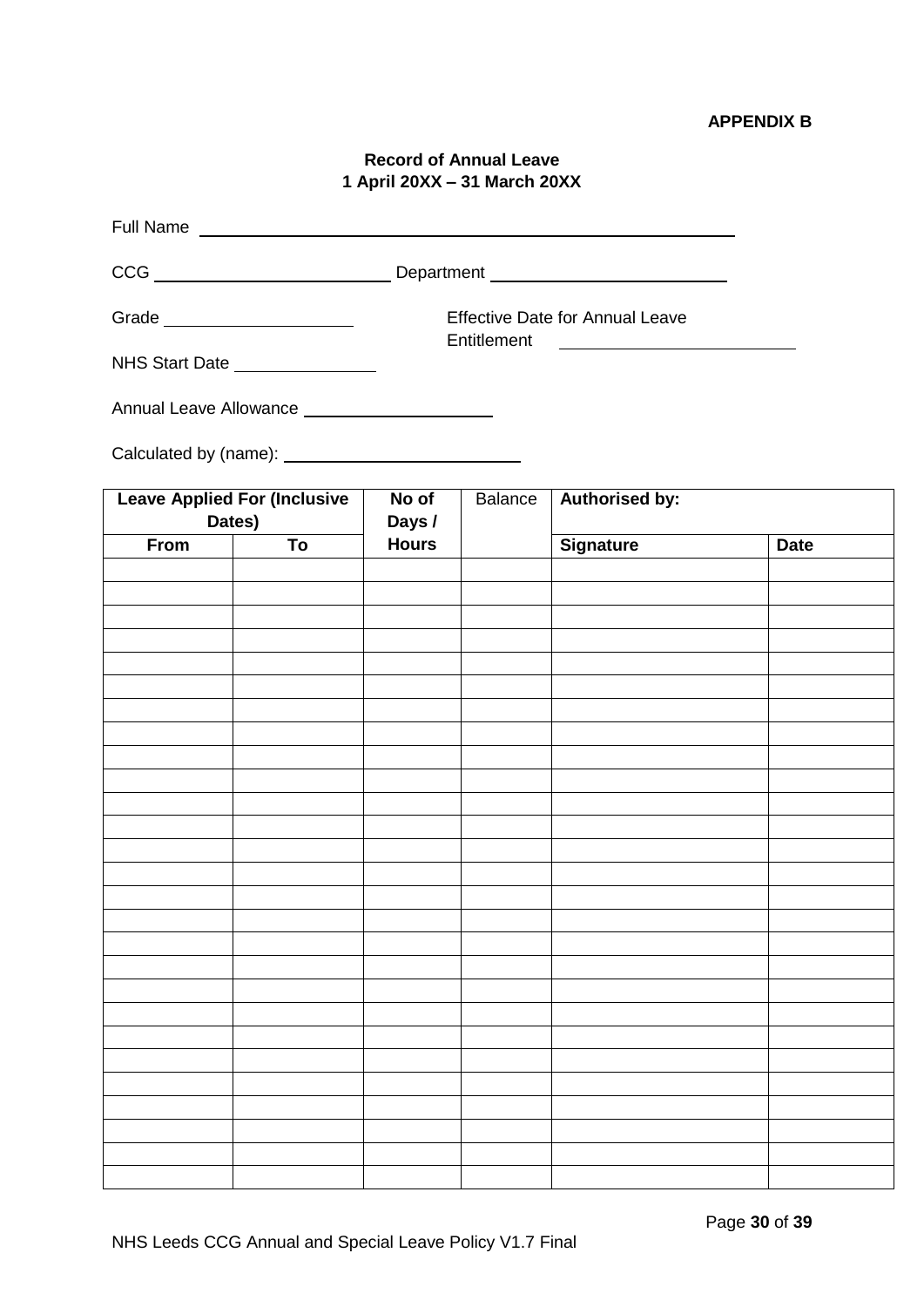**APPENDIX B**

**Record of Annual Leave**
**1 April 20XX – 31 March 20XX**

Full Name \_\_\_\_\_\_\_\_\_\_\_\_\_\_\_\_\_\_\_\_\_\_\_\_\_\_\_\_\_\_\_\_\_\_\_\_\_\_\_\_\_\_\_\_\_\_\_\_

CCG \_\_\_\_\_\_\_\_\_\_\_\_\_\_\_\_\_\_\_\_\_\_\_ Department \_\_\_\_\_\_\_\_\_\_\_\_\_\_\_\_\_\_\_\_\_\_\_

Grade \_\_\_\_\_\_\_\_\_\_\_\_\_\_\_\_\_\_ Effective Date for Annual Leave Entitlement \_\_\_\_\_\_\_\_\_\_\_\_\_\_\_\_\_\_\_\_\_\_\_

NHS Start Date \_\_\_\_\_\_\_\_\_\_\_\_\_

Annual Leave Allowance \_\_\_\_\_\_\_\_\_\_\_\_\_\_\_\_\_\_

Calculated by (name): \_\_\_\_\_\_\_\_\_\_\_\_\_\_\_\_\_\_\_\_\_\_

| **Leave Applied For (Inclusive Dates)** | | **No of Days / Hours** | Balance | **Authorised by:** | |
|---|---|---|---|---|---|
| **From** | **To** | | | **Signature** | **Date** |
| | | | | | |
| | | | | | |
| | | | | | |
| | | | | | |
| | | | | | |
| | | | | | |
| | | | | | |
| | | | | | |
| | | | | | |
| | | | | | |
| | | | | | |
| | | | | | |
| | | | | | |
| | | | | | |
| | | | | | |
| | | | | | |
| | | | | | |
| | | | | | |
| | | | | | |
| | | | | | |
| | | | | | |
| | | | | | |
| | | | | | |
| | | | | | |
| | | | | | |
| | | | | | |
| | | | | | |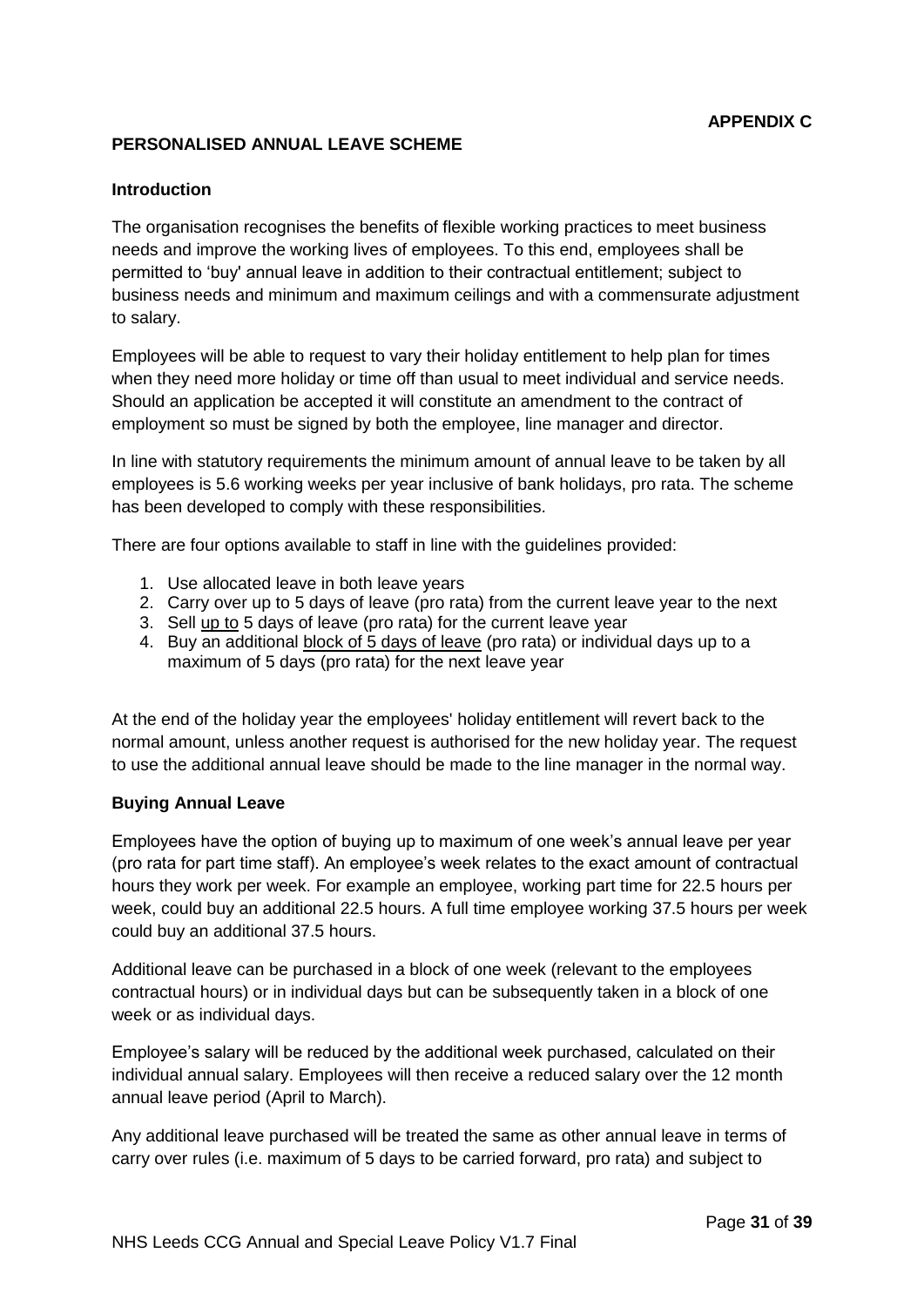**APPENDIX C**

## PERSONALISED ANNUAL LEAVE SCHEME

### Introduction

The organisation recognises the benefits of flexible working practices to meet business needs and improve the working lives of employees. To this end, employees shall be permitted to 'buy' annual leave in addition to their contractual entitlement; subject to business needs and minimum and maximum ceilings and with a commensurate adjustment to salary.

Employees will be able to request to vary their holiday entitlement to help plan for times when they need more holiday or time off than usual to meet individual and service needs. Should an application be accepted it will constitute an amendment to the contract of employment so must be signed by both the employee, line manager and director.

In line with statutory requirements the minimum amount of annual leave to be taken by all employees is 5.6 working weeks per year inclusive of bank holidays, pro rata. The scheme has been developed to comply with these responsibilities.

There are four options available to staff in line with the guidelines provided:

1. Use allocated leave in both leave years
2. Carry over up to 5 days of leave (pro rata) from the current leave year to the next
3. Sell <u>up to</u> 5 days of leave (pro rata) for the current leave year
4. Buy an additional <u>block of 5 days of leave</u> (pro rata) or individual days up to a maximum of 5 days (pro rata) for the next leave year

At the end of the holiday year the employees' holiday entitlement will revert back to the normal amount, unless another request is authorised for the new holiday year. The request to use the additional annual leave should be made to the line manager in the normal way.

### Buying Annual Leave

Employees have the option of buying up to maximum of one week's annual leave per year (pro rata for part time staff). An employee's week relates to the exact amount of contractual hours they work per week. For example an employee, working part time for 22.5 hours per week, could buy an additional 22.5 hours. A full time employee working 37.5 hours per week could buy an additional 37.5 hours.

Additional leave can be purchased in a block of one week (relevant to the employees contractual hours) or in individual days but can be subsequently taken in a block of one week or as individual days.

Employee's salary will be reduced by the additional week purchased, calculated on their individual annual salary. Employees will then receive a reduced salary over the 12 month annual leave period (April to March).

Any additional leave purchased will be treated the same as other annual leave in terms of carry over rules (i.e. maximum of 5 days to be carried forward, pro rata) and subject to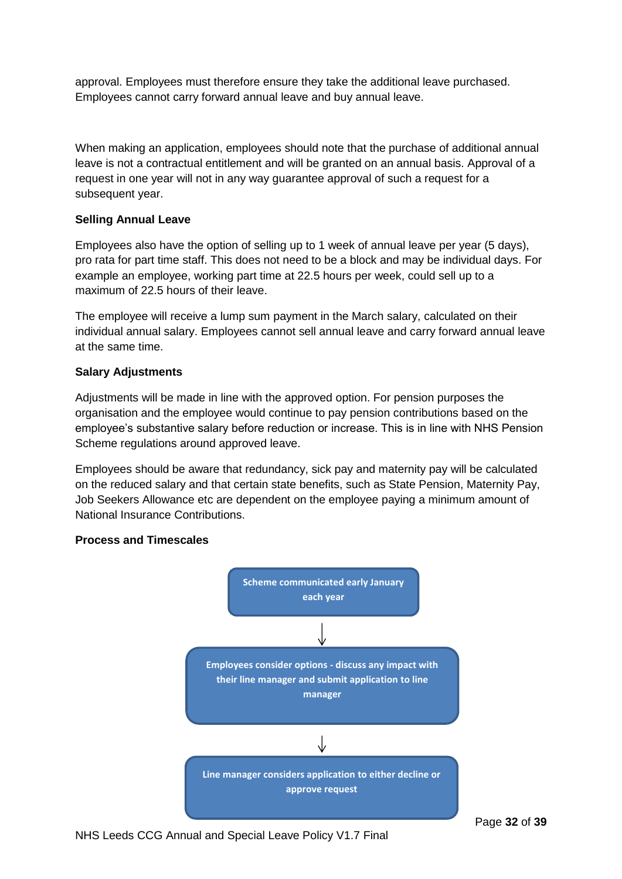approval. Employees must therefore ensure they take the additional leave purchased. Employees cannot carry forward annual leave and buy annual leave.

When making an application, employees should note that the purchase of additional annual leave is not a contractual entitlement and will be granted on an annual basis. Approval of a request in one year will not in any way guarantee approval of such a request for a subsequent year.

**Selling Annual Leave**

Employees also have the option of selling up to 1 week of annual leave per year (5 days), pro rata for part time staff. This does not need to be a block and may be individual days. For example an employee, working part time at 22.5 hours per week, could sell up to a maximum of 22.5 hours of their leave.

The employee will receive a lump sum payment in the March salary, calculated on their individual annual salary. Employees cannot sell annual leave and carry forward annual leave at the same time.

**Salary Adjustments**

Adjustments will be made in line with the approved option. For pension purposes the organisation and the employee would continue to pay pension contributions based on the employee's substantive salary before reduction or increase. This is in line with NHS Pension Scheme regulations around approved leave.

Employees should be aware that redundancy, sick pay and maternity pay will be calculated on the reduced salary and that certain state benefits, such as State Pension, Maternity Pay, Job Seekers Allowance etc are dependent on the employee paying a minimum amount of National Insurance Contributions.

**Process and Timescales**

Scheme communicated early January each year

↓

Employees consider options - discuss any impact with their line manager and submit application to line manager

↓

Line manager considers application to either decline or approve request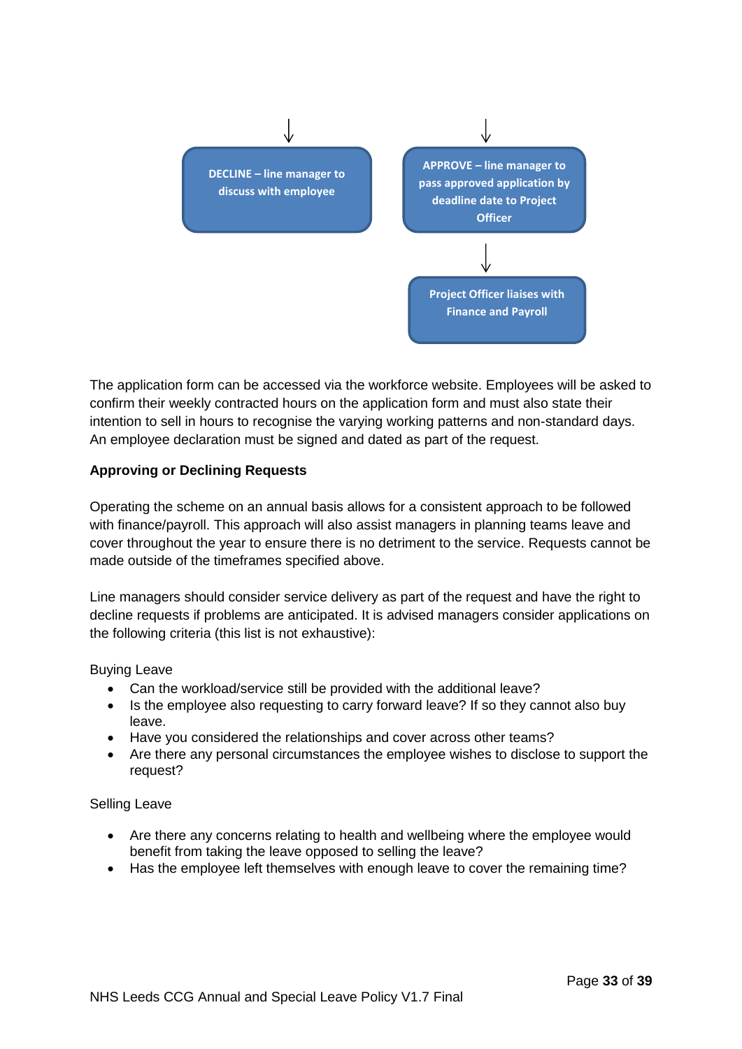↓ ↓

**DECLINE – line manager to discuss with employee**

**APPROVE – line manager to pass approved application by deadline date to Project Officer**

↓

**Project Officer liaises with Finance and Payroll**

The application form can be accessed via the workforce website. Employees will be asked to confirm their weekly contracted hours on the application form and must also state their intention to sell in hours to recognise the varying working patterns and non-standard days. An employee declaration must be signed and dated as part of the request.

**Approving or Declining Requests**

Operating the scheme on an annual basis allows for a consistent approach to be followed with finance/payroll. This approach will also assist managers in planning teams leave and cover throughout the year to ensure there is no detriment to the service. Requests cannot be made outside of the timeframes specified above.

Line managers should consider service delivery as part of the request and have the right to decline requests if problems are anticipated. It is advised managers consider applications on the following criteria (this list is not exhaustive):

Buying Leave

- Can the workload/service still be provided with the additional leave?
- Is the employee also requesting to carry forward leave? If so they cannot also buy leave.
- Have you considered the relationships and cover across other teams?
- Are there any personal circumstances the employee wishes to disclose to support the request?

Selling Leave

- Are there any concerns relating to health and wellbeing where the employee would benefit from taking the leave opposed to selling the leave?
- Has the employee left themselves with enough leave to cover the remaining time?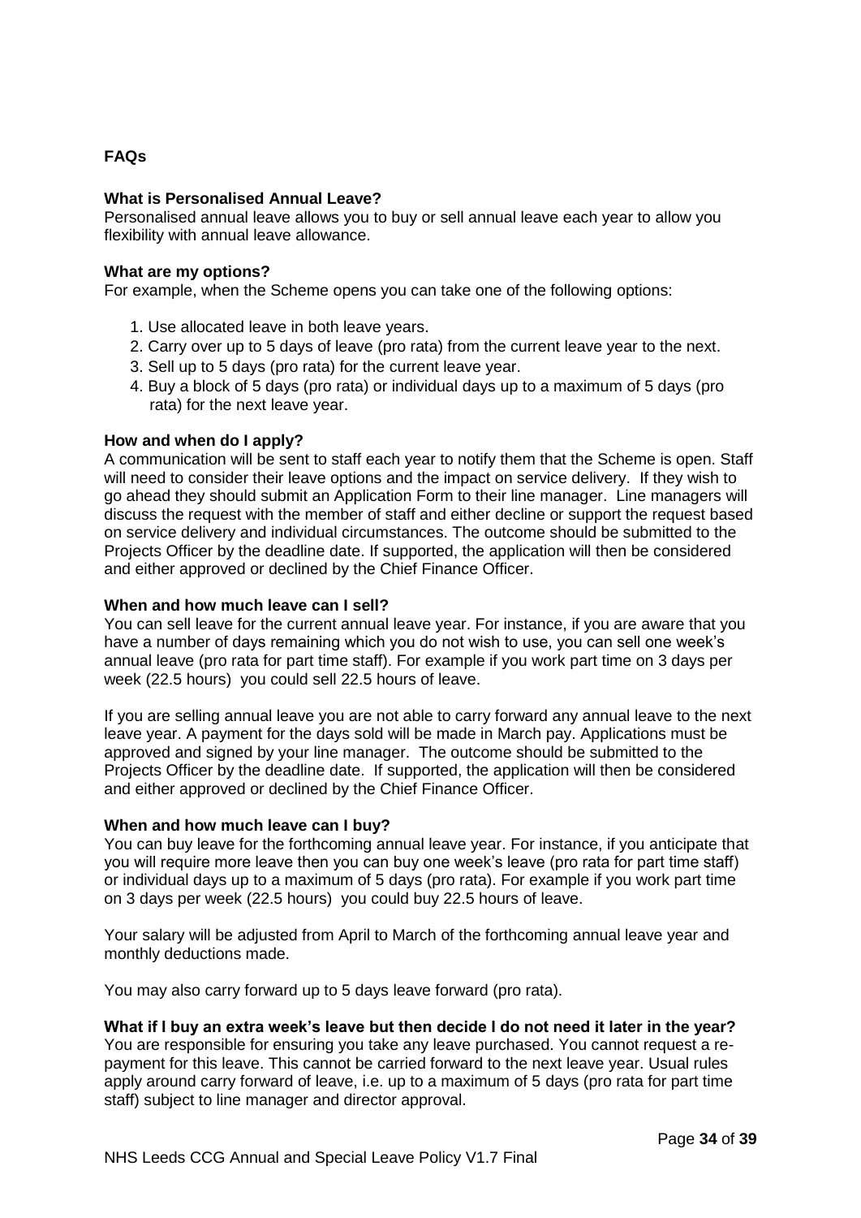## FAQs

### What is Personalised Annual Leave?

Personalised annual leave allows you to buy or sell annual leave each year to allow you flexibility with annual leave allowance.

### What are my options?

For example, when the Scheme opens you can take one of the following options:

1. Use allocated leave in both leave years.
2. Carry over up to 5 days of leave (pro rata) from the current leave year to the next.
3. Sell up to 5 days (pro rata) for the current leave year.
4. Buy a block of 5 days (pro rata) or individual days up to a maximum of 5 days (pro rata) for the next leave year.

### How and when do I apply?

A communication will be sent to staff each year to notify them that the Scheme is open. Staff will need to consider their leave options and the impact on service delivery. If they wish to go ahead they should submit an Application Form to their line manager. Line managers will discuss the request with the member of staff and either decline or support the request based on service delivery and individual circumstances. The outcome should be submitted to the Projects Officer by the deadline date. If supported, the application will then be considered and either approved or declined by the Chief Finance Officer.

### When and how much leave can I sell?

You can sell leave for the current annual leave year. For instance, if you are aware that you have a number of days remaining which you do not wish to use, you can sell one week's annual leave (pro rata for part time staff). For example if you work part time on 3 days per week (22.5 hours) you could sell 22.5 hours of leave.

If you are selling annual leave you are not able to carry forward any annual leave to the next leave year. A payment for the days sold will be made in March pay. Applications must be approved and signed by your line manager. The outcome should be submitted to the Projects Officer by the deadline date. If supported, the application will then be considered and either approved or declined by the Chief Finance Officer.

### When and how much leave can I buy?

You can buy leave for the forthcoming annual leave year. For instance, if you anticipate that you will require more leave then you can buy one week's leave (pro rata for part time staff) or individual days up to a maximum of 5 days (pro rata). For example if you work part time on 3 days per week (22.5 hours) you could buy 22.5 hours of leave.

Your salary will be adjusted from April to March of the forthcoming annual leave year and monthly deductions made.

You may also carry forward up to 5 days leave forward (pro rata).

### What if I buy an extra week's leave but then decide I do not need it later in the year?

You are responsible for ensuring you take any leave purchased. You cannot request a re-payment for this leave. This cannot be carried forward to the next leave year. Usual rules apply around carry forward of leave, i.e. up to a maximum of 5 days (pro rata for part time staff) subject to line manager and director approval.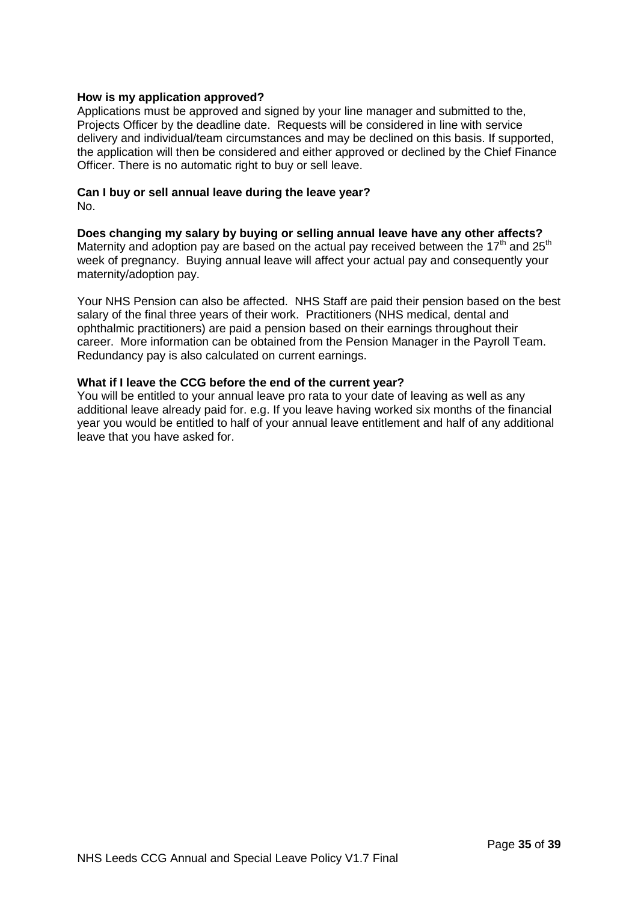**How is my application approved?**

Applications must be approved and signed by your line manager and submitted to the, Projects Officer by the deadline date. Requests will be considered in line with service delivery and individual/team circumstances and may be declined on this basis. If supported, the application will then be considered and either approved or declined by the Chief Finance Officer. There is no automatic right to buy or sell leave.

**Can I buy or sell annual leave during the leave year?**

No.

**Does changing my salary by buying or selling annual leave have any other affects?**

Maternity and adoption pay are based on the actual pay received between the 17th and 25th week of pregnancy. Buying annual leave will affect your actual pay and consequently your maternity/adoption pay.

Your NHS Pension can also be affected. NHS Staff are paid their pension based on the best salary of the final three years of their work. Practitioners (NHS medical, dental and ophthalmic practitioners) are paid a pension based on their earnings throughout their career. More information can be obtained from the Pension Manager in the Payroll Team. Redundancy pay is also calculated on current earnings.

**What if I leave the CCG before the end of the current year?**

You will be entitled to your annual leave pro rata to your date of leaving as well as any additional leave already paid for. e.g. If you leave having worked six months of the financial year you would be entitled to half of your annual leave entitlement and half of any additional leave that you have asked for.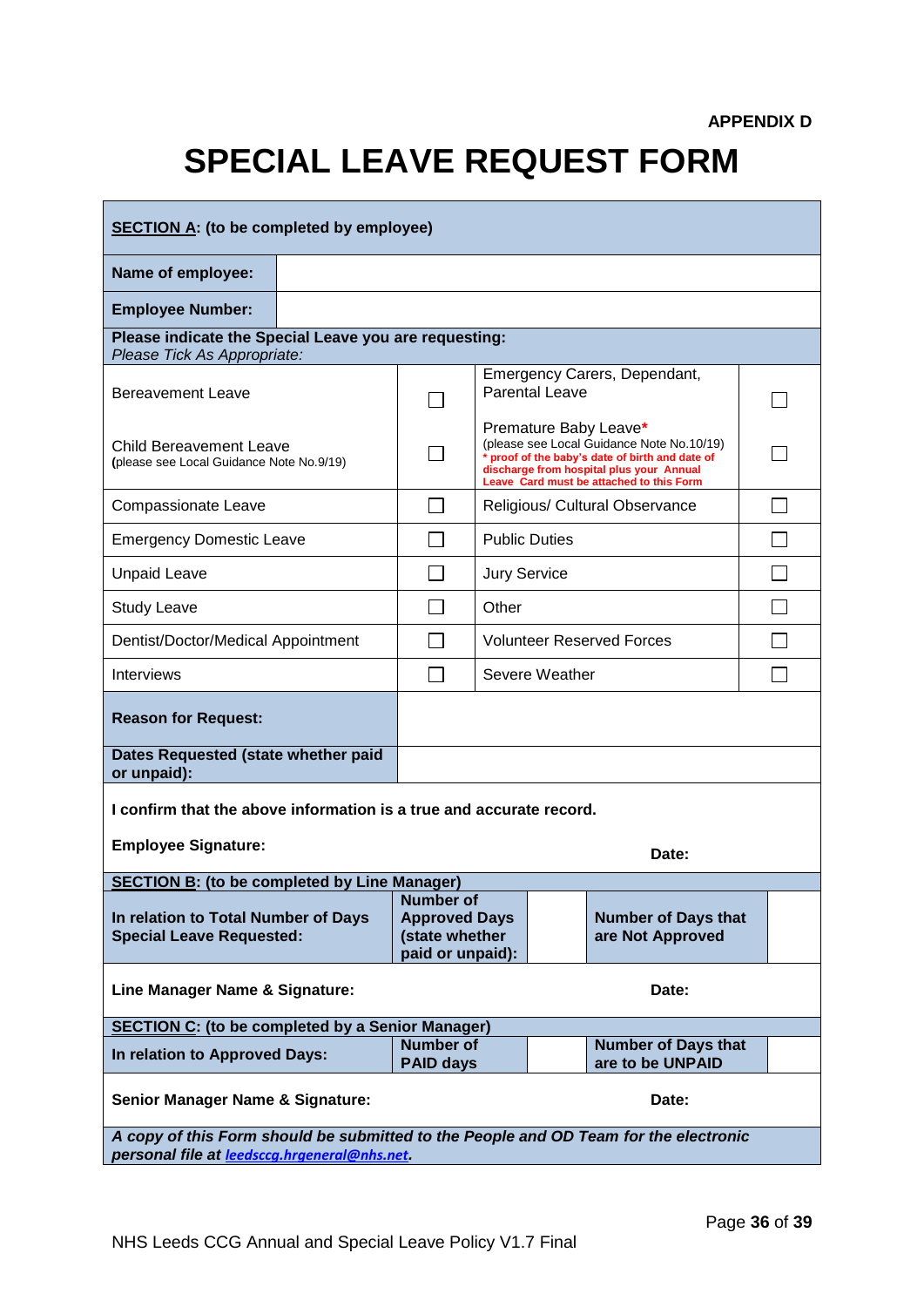APPENDIX D

# SPECIAL LEAVE REQUEST FORM

| **SECTION A: (to be completed by employee)** | | | |
|---|---|---|---|
| **Name of employee:** | | | |
| **Employee Number:** | | | |
| **Please indicate the Special Leave you are requesting:** *Please Tick As Appropriate:* | | | |
| Bereavement Leave | ☐ | Emergency Carers, Dependant, Parental Leave | ☐ |
| Child Bereavement Leave (please see Local Guidance Note No.9/19) | ☐ | Premature Baby Leave* (please see Local Guidance Note No.10/19) * proof of the baby's date of birth and date of discharge from hospital plus your Annual Leave Card must be attached to this Form | ☐ |
| Compassionate Leave | ☐ | Religious/ Cultural Observance | ☐ |
| Emergency Domestic Leave | ☐ | Public Duties | ☐ |
| Unpaid Leave | ☐ | Jury Service | ☐ |
| Study Leave | ☐ | Other | ☐ |
| Dentist/Doctor/Medical Appointment | ☐ | Volunteer Reserved Forces | ☐ |
| Interviews | ☐ | Severe Weather | ☐ |
| **Reason for Request:** | | | |
| **Dates Requested (state whether paid or unpaid):** | | | |

**I confirm that the above information is a true and accurate record.**

**Employee Signature:** **Date:**

| **SECTION B: (to be completed by Line Manager)** | | | | |
|---|---|---|---|---|
| **In relation to Total Number of Days Special Leave Requested:** | **Number of Approved Days (state whether paid or unpaid):** | | **Number of Days that are Not Approved** | |

**Line Manager Name & Signature:** **Date:**

| **SECTION C: (to be completed by a Senior Manager)** | | | | |
|---|---|---|---|---|
| **In relation to Approved Days:** | **Number of PAID days** | | **Number of Days that are to be UNPAID** | |

**Senior Manager Name & Signature:** **Date:**

***A copy of this Form should be submitted to the People and OD Team for the electronic personal file at leedsccg.hrgeneral@nhs.net.***

NHS Leeds CCG Annual and Special Leave Policy V1.7 Final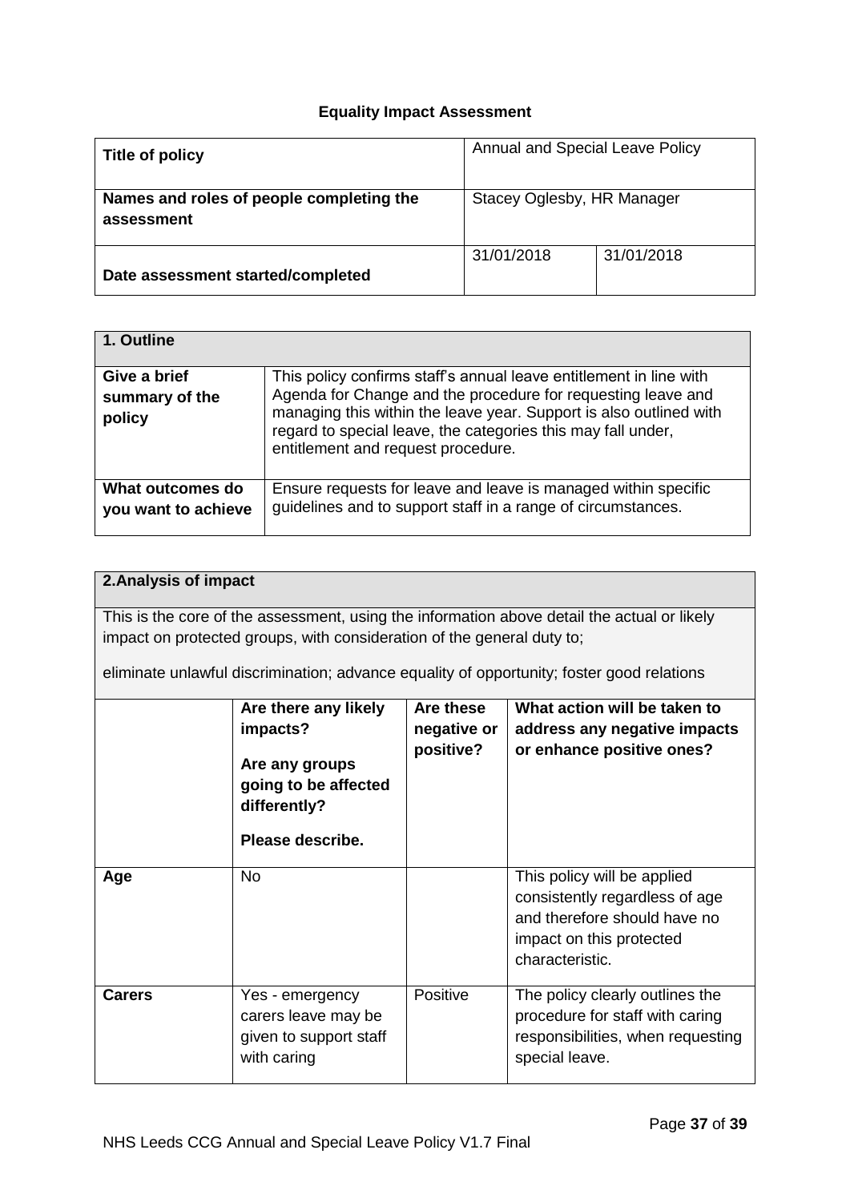## Equality Impact Assessment

| Title of policy | Annual and Special Leave Policy | |
|---|---|---|
| Names and roles of people completing the assessment | Stacey Oglesby, HR Manager | |
| Date assessment started/completed | 31/01/2018 | 31/01/2018 |

| 1. Outline | |
|---|---|
| Give a brief summary of the policy | This policy confirms staff's annual leave entitlement in line with Agenda for Change and the procedure for requesting leave and managing this within the leave year. Support is also outlined with regard to special leave, the categories this may fall under, entitlement and request procedure. |
| What outcomes do you want to achieve | Ensure requests for leave and leave is managed within specific guidelines and to support staff in a range of circumstances. |

**2.Analysis of impact**

This is the core of the assessment, using the information above detail the actual or likely impact on protected groups, with consideration of the general duty to;

eliminate unlawful discrimination; advance equality of opportunity; foster good relations

| | Are there any likely impacts? Are any groups going to be affected differently? Please describe. | Are these negative or positive? | What action will be taken to address any negative impacts or enhance positive ones? |
|---|---|---|---|
| Age | No | | This policy will be applied consistently regardless of age and therefore should have no impact on this protected characteristic. |
| Carers | Yes - emergency carers leave may be given to support staff with caring | Positive | The policy clearly outlines the procedure for staff with caring responsibilities, when requesting special leave. |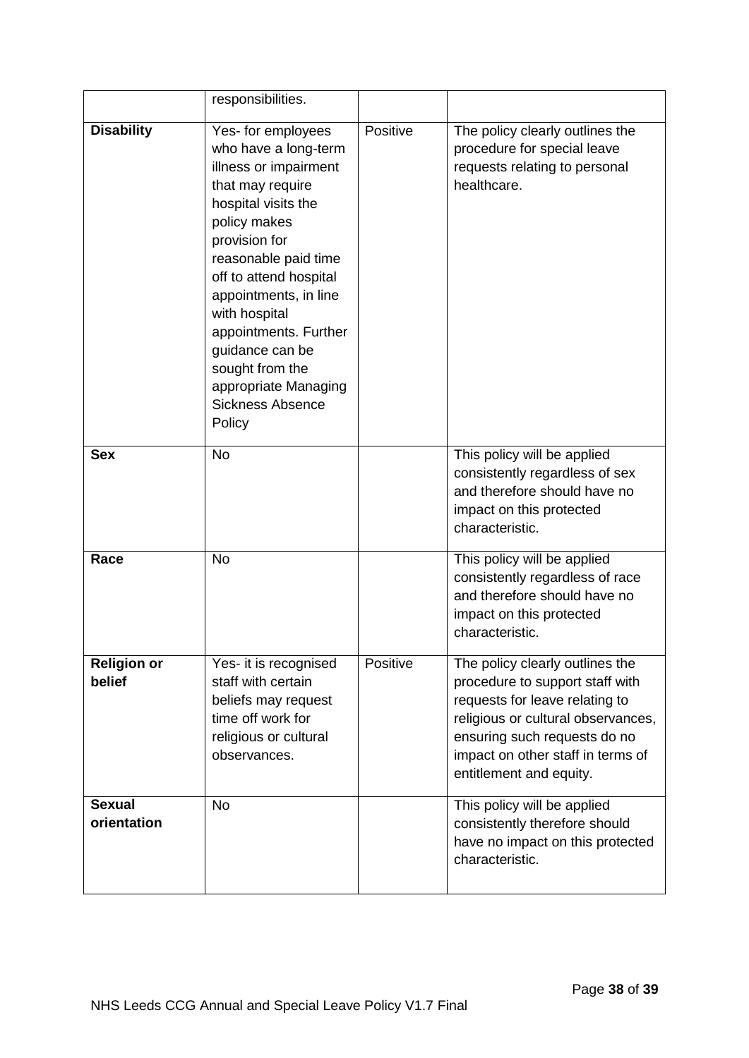|  | responsibilities. |  |  |
|---|---|---|---|
| **Disability** | Yes- for employees who have a long-term illness or impairment that may require hospital visits the policy makes provision for reasonable paid time off to attend hospital appointments, in line with hospital appointments. Further guidance can be sought from the appropriate Managing Sickness Absence Policy | Positive | The policy clearly outlines the procedure for special leave requests relating to personal healthcare. |
| **Sex** | No |  | This policy will be applied consistently regardless of sex and therefore should have no impact on this protected characteristic. |
| **Race** | No |  | This policy will be applied consistently regardless of race and therefore should have no impact on this protected characteristic. |
| **Religion or belief** | Yes- it is recognised staff with certain beliefs may request time off work for religious or cultural observances. | Positive | The policy clearly outlines the procedure to support staff with requests for leave relating to religious or cultural observances, ensuring such requests do no impact on other staff in terms of entitlement and equity. |
| **Sexual orientation** | No |  | This policy will be applied consistently therefore should have no impact on this protected characteristic. |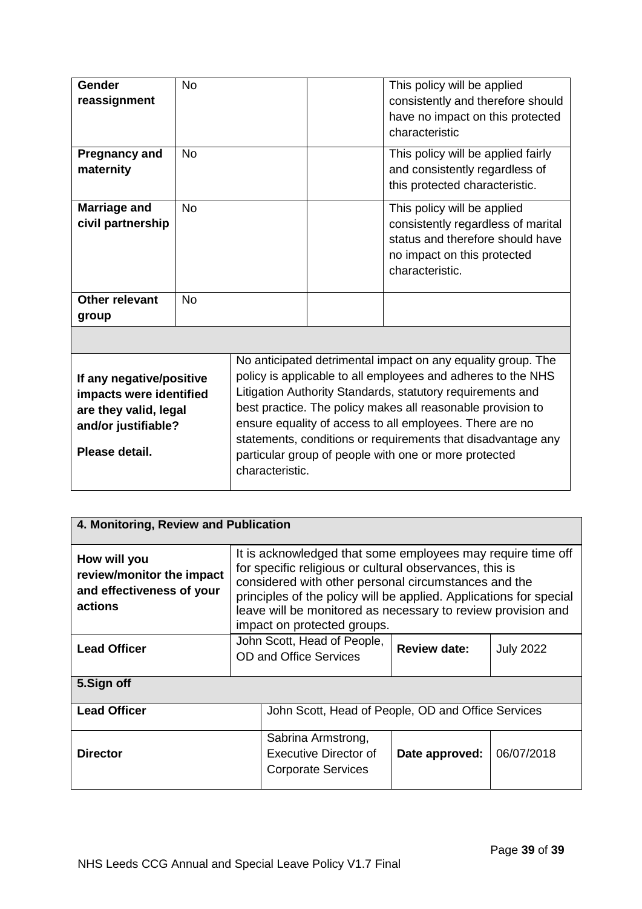| | | | |
|---|---|---|---|
| **Gender reassignment** | No | | This policy will be applied consistently and therefore should have no impact on this protected characteristic |
| **Pregnancy and maternity** | No | | This policy will be applied fairly and consistently regardless of this protected characteristic. |
| **Marriage and civil partnership** | No | | This policy will be applied consistently regardless of marital status and therefore should have no impact on this protected characteristic. |
| **Other relevant group** | No | | |

| | |
|---|---|
| **If any negative/positive impacts were identified are they valid, legal and/or justifiable?**<br><br>**Please detail.** | No anticipated detrimental impact on any equality group. The policy is applicable to all employees and adheres to the NHS Litigation Authority Standards, statutory requirements and best practice. The policy makes all reasonable provision to ensure equality of access to all employees. There are no statements, conditions or requirements that disadvantage any particular group of people with one or more protected characteristic. |

| **4. Monitoring, Review and Publication** | | | |
|---|---|---|---|
| **How will you review/monitor the impact and effectiveness of your actions** | It is acknowledged that some employees may require time off for specific religious or cultural observances, this is considered with other personal circumstances and the principles of the policy will be applied. Applications for special leave will be monitored as necessary to review provision and impact on protected groups. | | |
| **Lead Officer** | John Scott, Head of People, OD and Office Services | **Review date:** | July 2022 |

| **5.Sign off** | | | |
|---|---|---|---|
| **Lead Officer** | John Scott, Head of People, OD and Office Services | | |
| **Director** | Sabrina Armstrong, Executive Director of Corporate Services | **Date approved:** | 06/07/2018 |